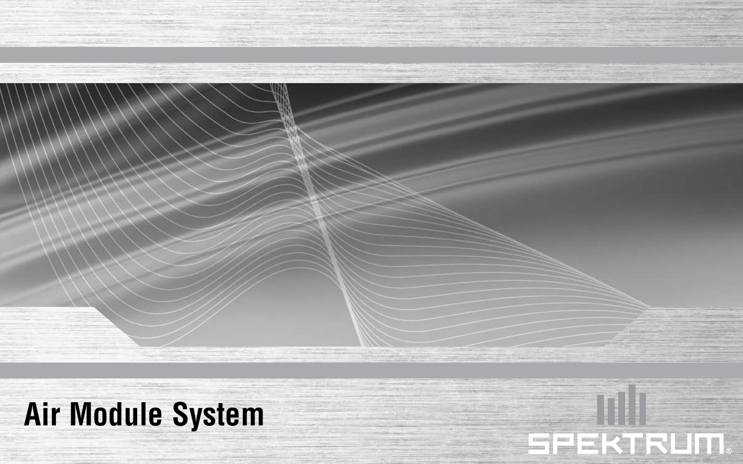# Air Module System

SPEKTRUM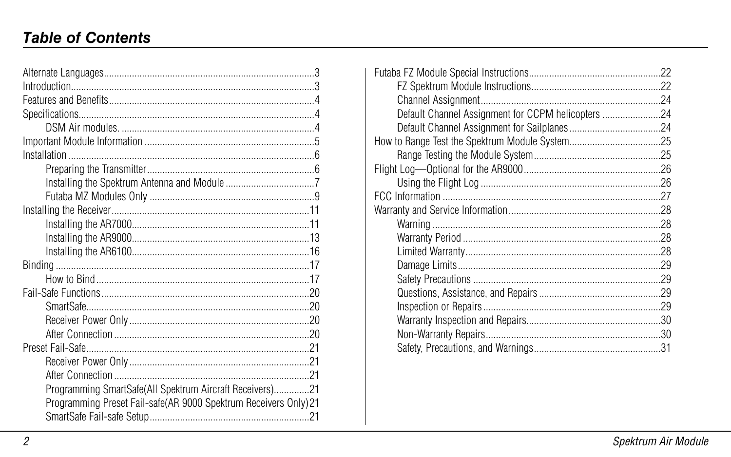# Table of Contents

Alternate Languages....................3
Introduction....................3
Features and Benefits....................4
Specifications....................4
- DSM Air modules. ....................4

Important Module Information ....................5
Installation ....................6
- Preparing the Transmitter....................6
- Installing the Spektrum Antenna and Module ....................7
- Futaba MZ Modules Only ....................9

Installing the Receiver....................11
- Installing the AR7000....................11
- Installing the AR9000....................13
- Installing the AR6100....................16

Binding ....................17
- How to Bind....................17

Fail-Safe Functions....................20
- SmartSafe....................20
- Receiver Power Only....................20
- After Connection ....................20

Preset Fail-Safe....................21
- Receiver Power Only....................21
- After Connection ....................21
- Programming SmartSafe(All Spektrum Aircraft Receivers)....................21
- Programming Preset Fail-safe(AR 9000 Spektrum Receivers Only)21
- SmartSafe Fail-safe Setup....................21

Futaba FZ Module Special Instructions....................22
- FZ Spektrum Module Instructions....................22
- Channel Assignment....................24
- Default Channel Assignment for CCPM helicopters ....................24
- Default Channel Assignment for Sailplanes....................24

How to Range Test the Spektrum Module System....................25
- Range Testing the Module System....................25

Flight Log—Optional for the AR9000....................26
- Using the Flight Log ....................26

FCC Information ....................27
Warranty and Service Information....................28
- Warning ....................28
- Warranty Period ....................28
- Limited Warranty....................28
- Damage Limits....................29
- Safety Precautions ....................29
- Questions, Assistance, and Repairs ....................29
- Inspection or Repairs ....................29
- Warranty Inspection and Repairs....................30
- Non-Warranty Repairs....................30
- Safety, Precautions, and Warnings....................31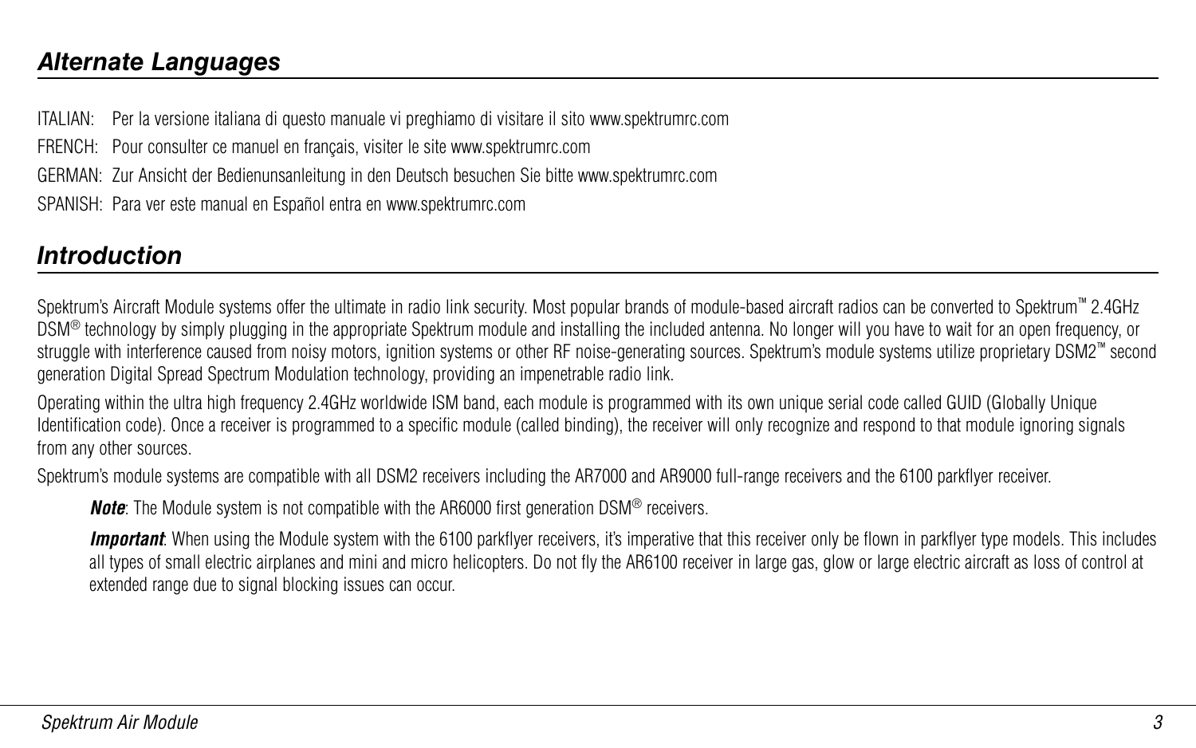## *Alternate Languages*

ITALIAN: Per la versione italiana di questo manuale vi preghiamo di visitare il sito www.spektrumrc.com

FRENCH: Pour consulter ce manuel en français, visiter le site www.spektrumrc.com

GERMAN: Zur Ansicht der Bedienunsanleitung in den Deutsch besuchen Sie bitte www.spektrumrc.com

SPANISH: Para ver este manual en Español entra en www.spektrumrc.com

## *Introduction*

Spektrum's Aircraft Module systems offer the ultimate in radio link security. Most popular brands of module-based aircraft radios can be converted to Spektrum™ 2.4GHz DSM® technology by simply plugging in the appropriate Spektrum module and installing the included antenna. No longer will you have to wait for an open frequency, or struggle with interference caused from noisy motors, ignition systems or other RF noise-generating sources. Spektrum's module systems utilize proprietary DSM2™ second generation Digital Spread Spectrum Modulation technology, providing an impenetrable radio link.

Operating within the ultra high frequency 2.4GHz worldwide ISM band, each module is programmed with its own unique serial code called GUID (Globally Unique Identification code). Once a receiver is programmed to a specific module (called binding), the receiver will only recognize and respond to that module ignoring signals from any other sources.

Spektrum's module systems are compatible with all DSM2 receivers including the AR7000 and AR9000 full-range receivers and the 6100 parkflyer receiver.

> ***Note***: The Module system is not compatible with the AR6000 first generation DSM® receivers.
>
> ***Important***: When using the Module system with the 6100 parkflyer receivers, it's imperative that this receiver only be flown in parkflyer type models. This includes all types of small electric airplanes and mini and micro helicopters. Do not fly the AR6100 receiver in large gas, glow or large electric aircraft as loss of control at extended range due to signal blocking issues can occur.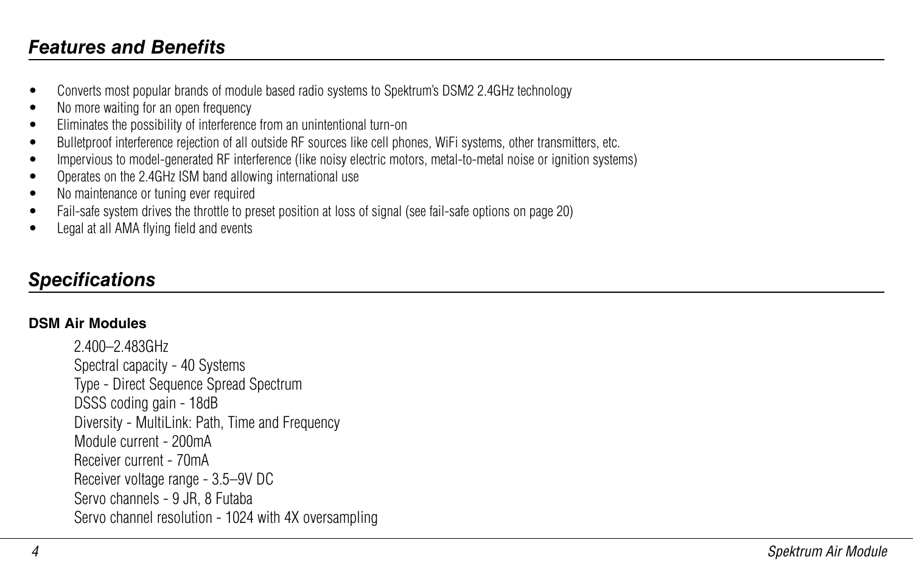## *Features and Benefits*

- Converts most popular brands of module based radio systems to Spektrum's DSM2 2.4GHz technology
- No more waiting for an open frequency
- Eliminates the possibility of interference from an unintentional turn-on
- Bulletproof interference rejection of all outside RF sources like cell phones, WiFi systems, other transmitters, etc.
- Impervious to model-generated RF interference (like noisy electric motors, metal-to-metal noise or ignition systems)
- Operates on the 2.4GHz ISM band allowing international use
- No maintenance or tuning ever required
- Fail-safe system drives the throttle to preset position at loss of signal (see fail-safe options on page 20)
- Legal at all AMA flying field and events

## *Specifications*

**DSM Air Modules**

2.400–2.483GHz
Spectral capacity - 40 Systems
Type - Direct Sequence Spread Spectrum
DSSS coding gain - 18dB
Diversity - MultiLink: Path, Time and Frequency
Module current - 200mA
Receiver current - 70mA
Receiver voltage range - 3.5–9V DC
Servo channels - 9 JR, 8 Futaba
Servo channel resolution - 1024 with 4X oversampling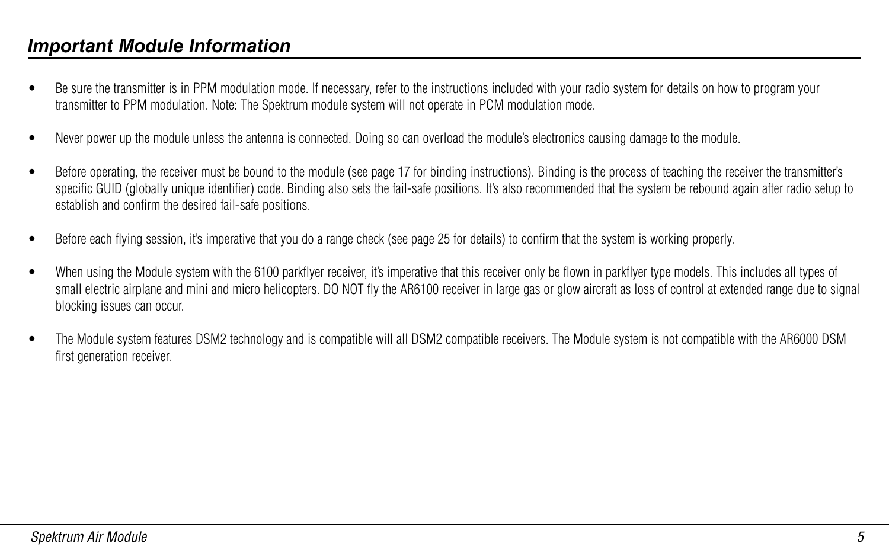## *Important Module Information*

- Be sure the transmitter is in PPM modulation mode. If necessary, refer to the instructions included with your radio system for details on how to program your transmitter to PPM modulation. Note: The Spektrum module system will not operate in PCM modulation mode.

- Never power up the module unless the antenna is connected. Doing so can overload the module's electronics causing damage to the module.

- Before operating, the receiver must be bound to the module (see page 17 for binding instructions). Binding is the process of teaching the receiver the transmitter's specific GUID (globally unique identifier) code. Binding also sets the fail-safe positions. It's also recommended that the system be rebound again after radio setup to establish and confirm the desired fail-safe positions.

- Before each flying session, it's imperative that you do a range check (see page 25 for details) to confirm that the system is working properly.

- When using the Module system with the 6100 parkflyer receiver, it's imperative that this receiver only be flown in parkflyer type models. This includes all types of small electric airplane and mini and micro helicopters. DO NOT fly the AR6100 receiver in large gas or glow aircraft as loss of control at extended range due to signal blocking issues can occur.

- The Module system features DSM2 technology and is compatible will all DSM2 compatible receivers. The Module system is not compatible with the AR6000 DSM first generation receiver.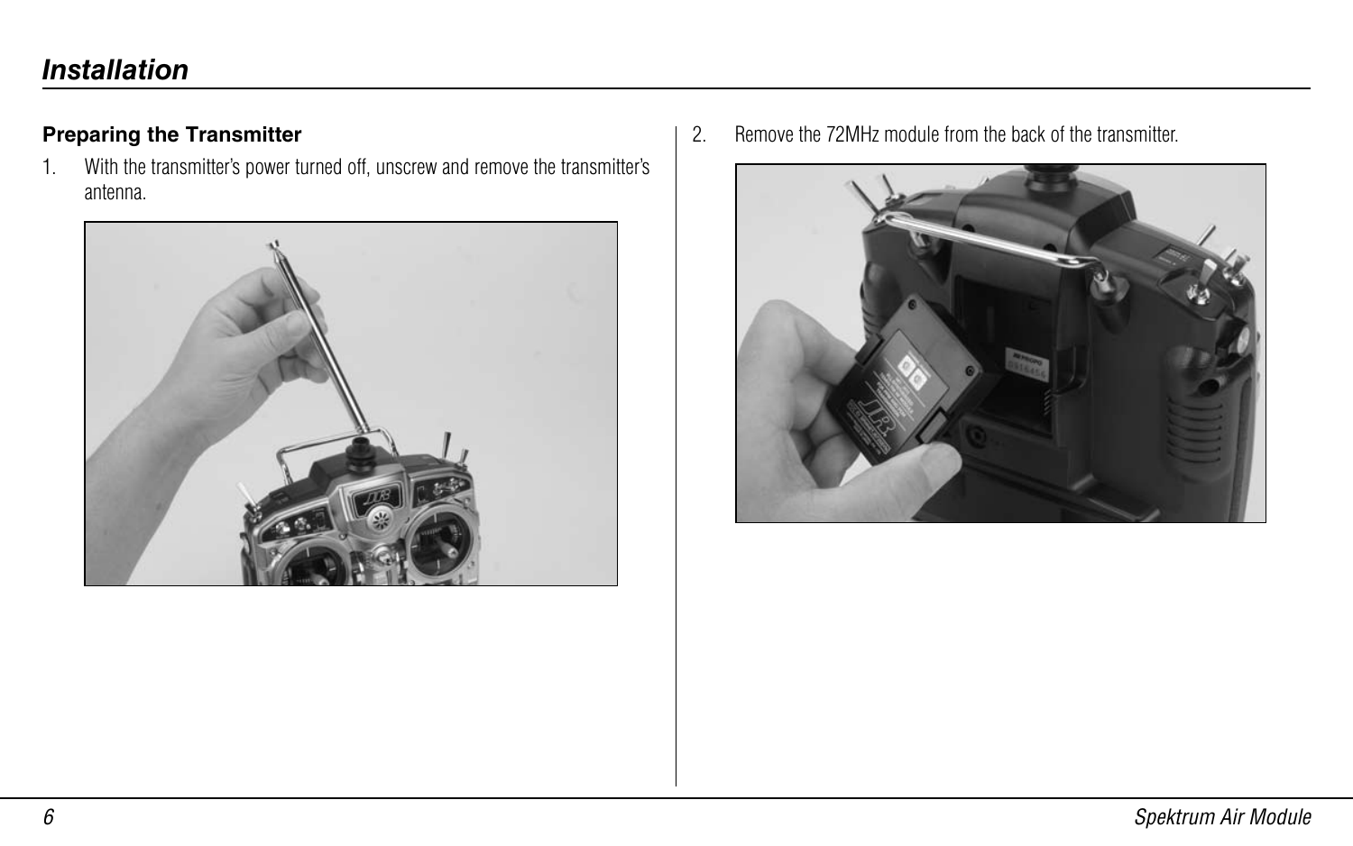# Installation

### Preparing the Transmitter

1. With the transmitter's power turned off, unscrew and remove the transmitter's antenna.

2. Remove the 72MHz module from the back of the transmitter.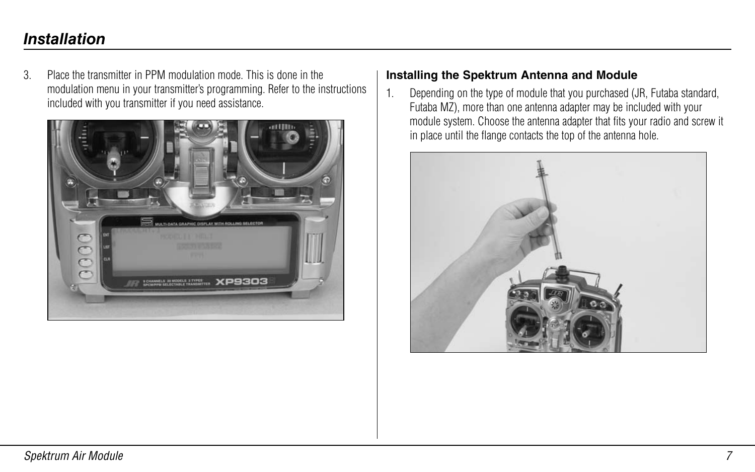## Installation

3. Place the transmitter in PPM modulation mode. This is done in the modulation menu in your transmitter's programming. Refer to the instructions included with you transmitter if you need assistance.

### Installing the Spektrum Antenna and Module

1. Depending on the type of module that you purchased (JR, Futaba standard, Futaba MZ), more than one antenna adapter may be included with your module system. Choose the antenna adapter that fits your radio and screw it in place until the flange contacts the top of the antenna hole.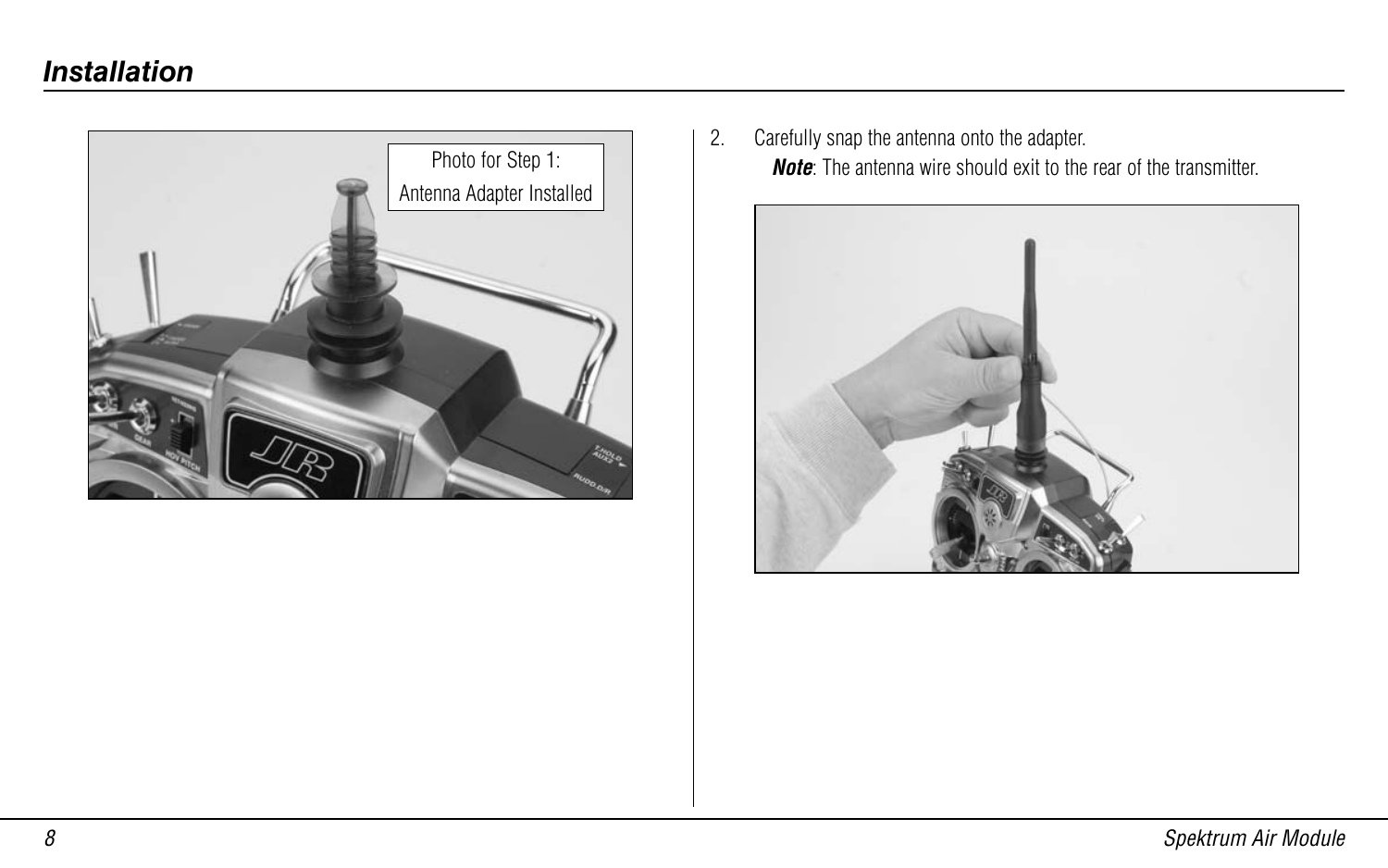## Installation

Photo for Step 1:
Antenna Adapter Installed

2. Carefully snap the antenna onto the adapter.

   ***Note***: The antenna wire should exit to the rear of the transmitter.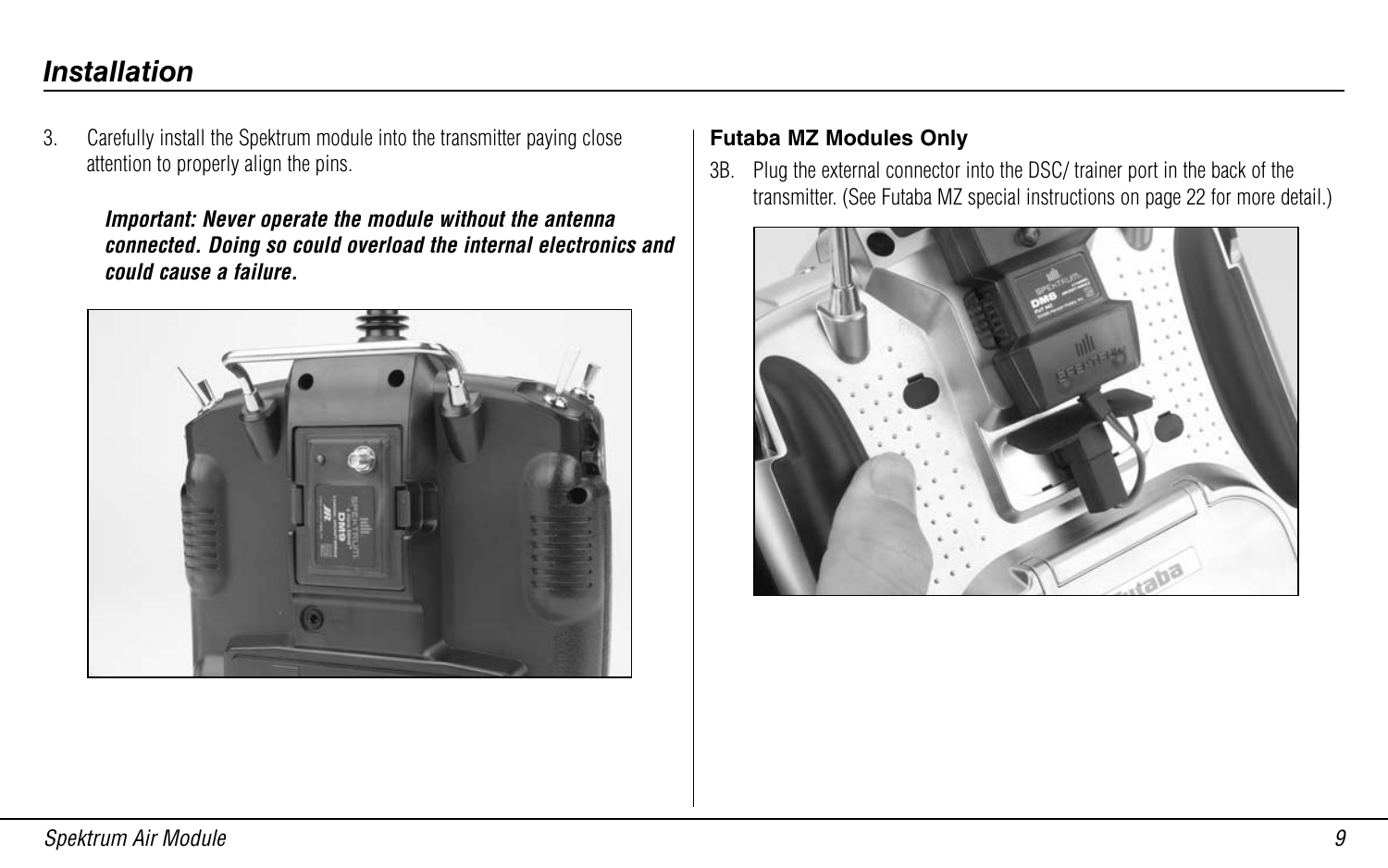## Installation

3. Carefully install the Spektrum module into the transmitter paying close attention to properly align the pins.

   ***Important: Never operate the module without the antenna connected. Doing so could overload the internal electronics and could cause a failure.***

**Futaba MZ Modules Only**

3B. Plug the external connector into the DSC/ trainer port in the back of the transmitter. (See Futaba MZ special instructions on page 22 for more detail.)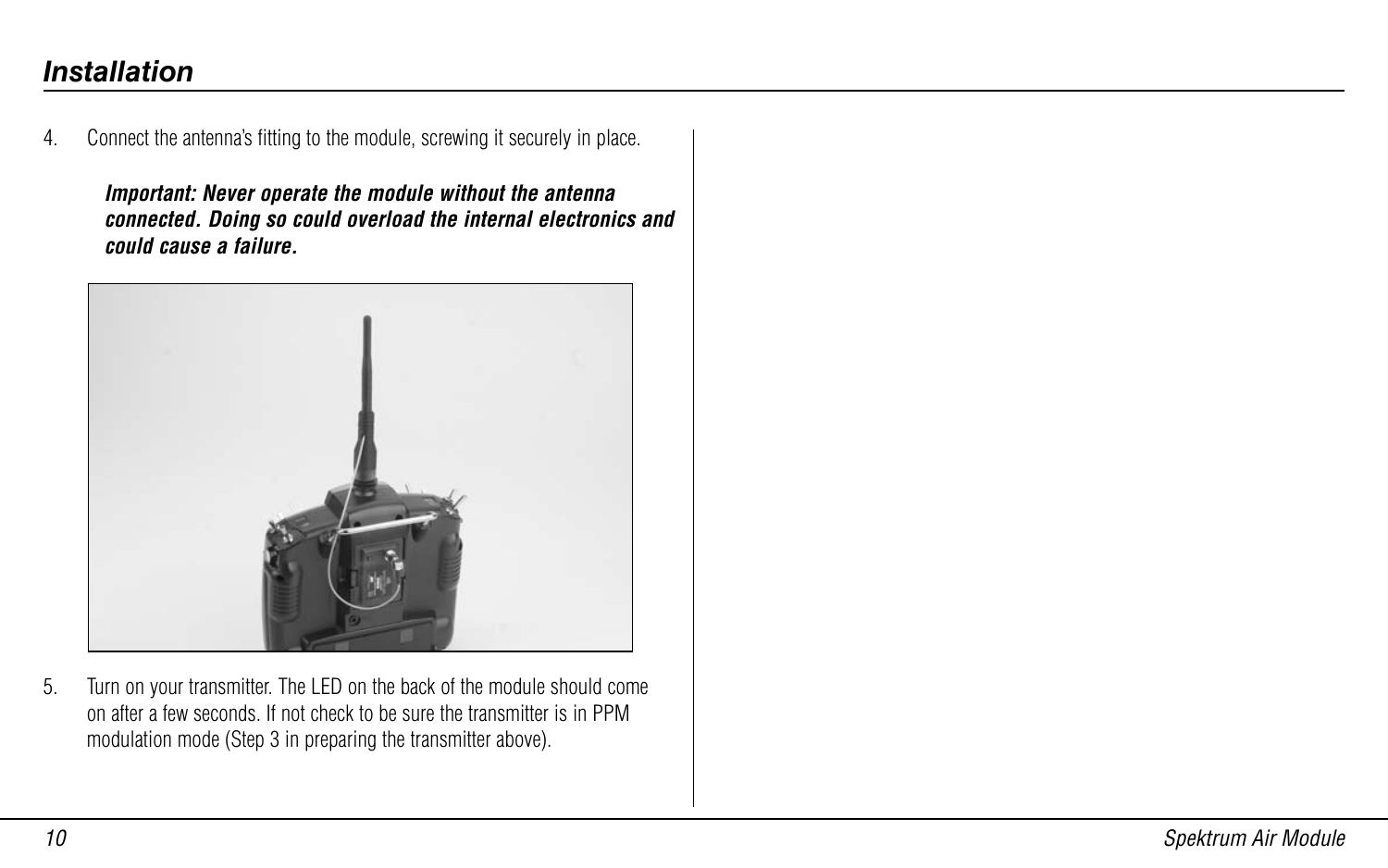# Installation

4. Connect the antenna's fitting to the module, screwing it securely in place.

   ***Important: Never operate the module without the antenna connected. Doing so could overload the internal electronics and could cause a failure.***

5. Turn on your transmitter. The LED on the back of the module should come on after a few seconds. If not check to be sure the transmitter is in PPM modulation mode (Step 3 in preparing the transmitter above).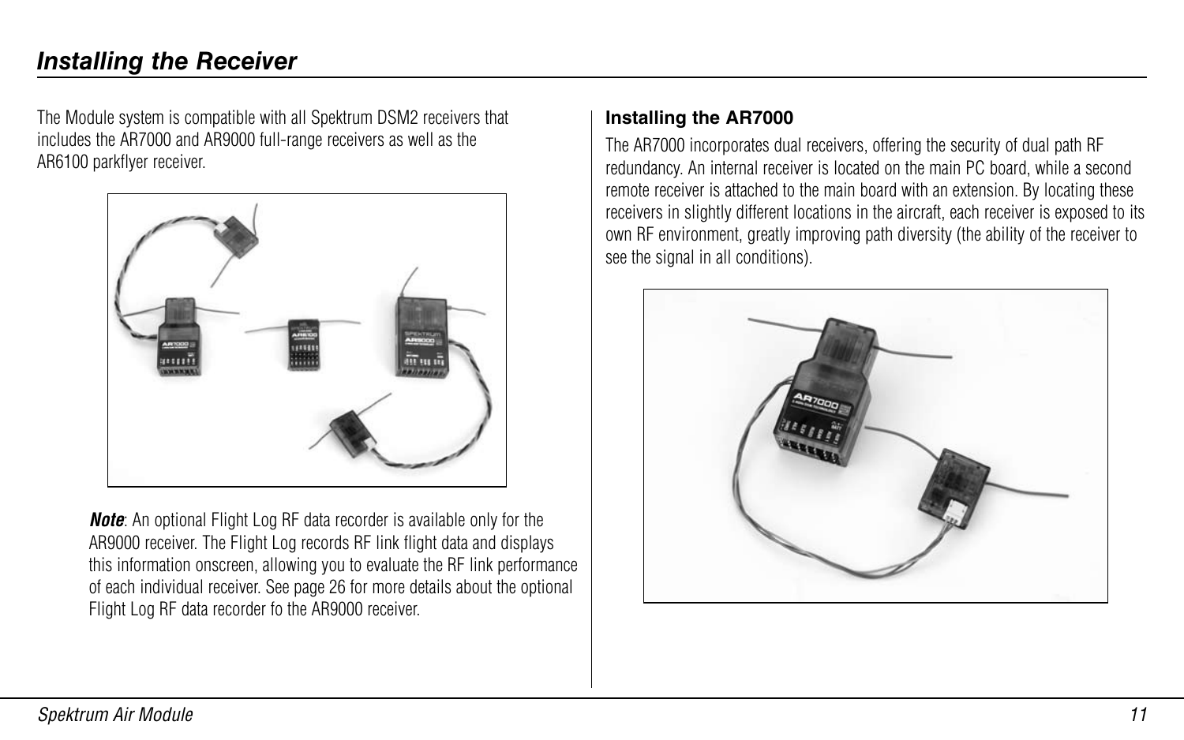## Installing the Receiver

The Module system is compatible with all Spektrum DSM2 receivers that includes the AR7000 and AR9000 full-range receivers as well as the AR6100 parkflyer receiver.

***Note***: An optional Flight Log RF data recorder is available only for the AR9000 receiver. The Flight Log records RF link flight data and displays this information onscreen, allowing you to evaluate the RF link performance of each individual receiver. See page 26 for more details about the optional Flight Log RF data recorder fo the AR9000 receiver.

### Installing the AR7000

The AR7000 incorporates dual receivers, offering the security of dual path RF redundancy. An internal receiver is located on the main PC board, while a second remote receiver is attached to the main board with an extension. By locating these receivers in slightly different locations in the aircraft, each receiver is exposed to its own RF environment, greatly improving path diversity (the ability of the receiver to see the signal in all conditions).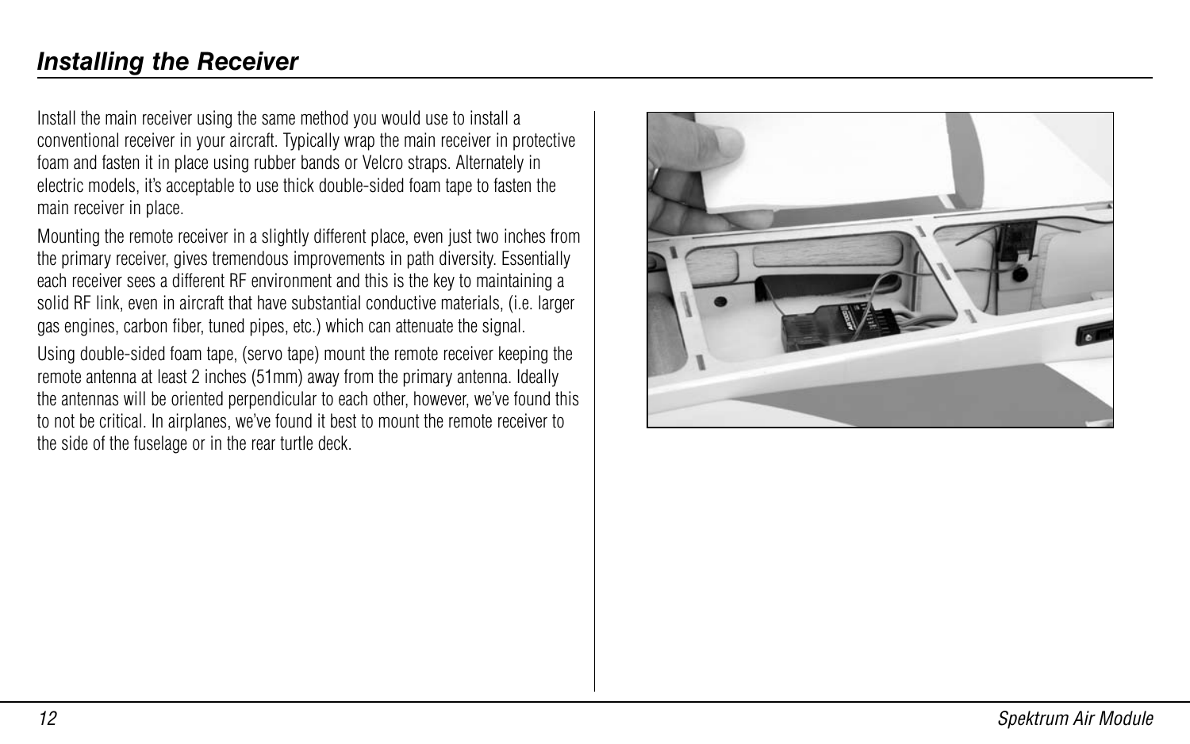## *Installing the Receiver*

Install the main receiver using the same method you would use to install a conventional receiver in your aircraft. Typically wrap the main receiver in protective foam and fasten it in place using rubber bands or Velcro straps. Alternately in electric models, it's acceptable to use thick double-sided foam tape to fasten the main receiver in place.

Mounting the remote receiver in a slightly different place, even just two inches from the primary receiver, gives tremendous improvements in path diversity. Essentially each receiver sees a different RF environment and this is the key to maintaining a solid RF link, even in aircraft that have substantial conductive materials, (i.e. larger gas engines, carbon fiber, tuned pipes, etc.) which can attenuate the signal.

Using double-sided foam tape, (servo tape) mount the remote receiver keeping the remote antenna at least 2 inches (51mm) away from the primary antenna. Ideally the antennas will be oriented perpendicular to each other, however, we've found this to not be critical. In airplanes, we've found it best to mount the remote receiver to the side of the fuselage or in the rear turtle deck.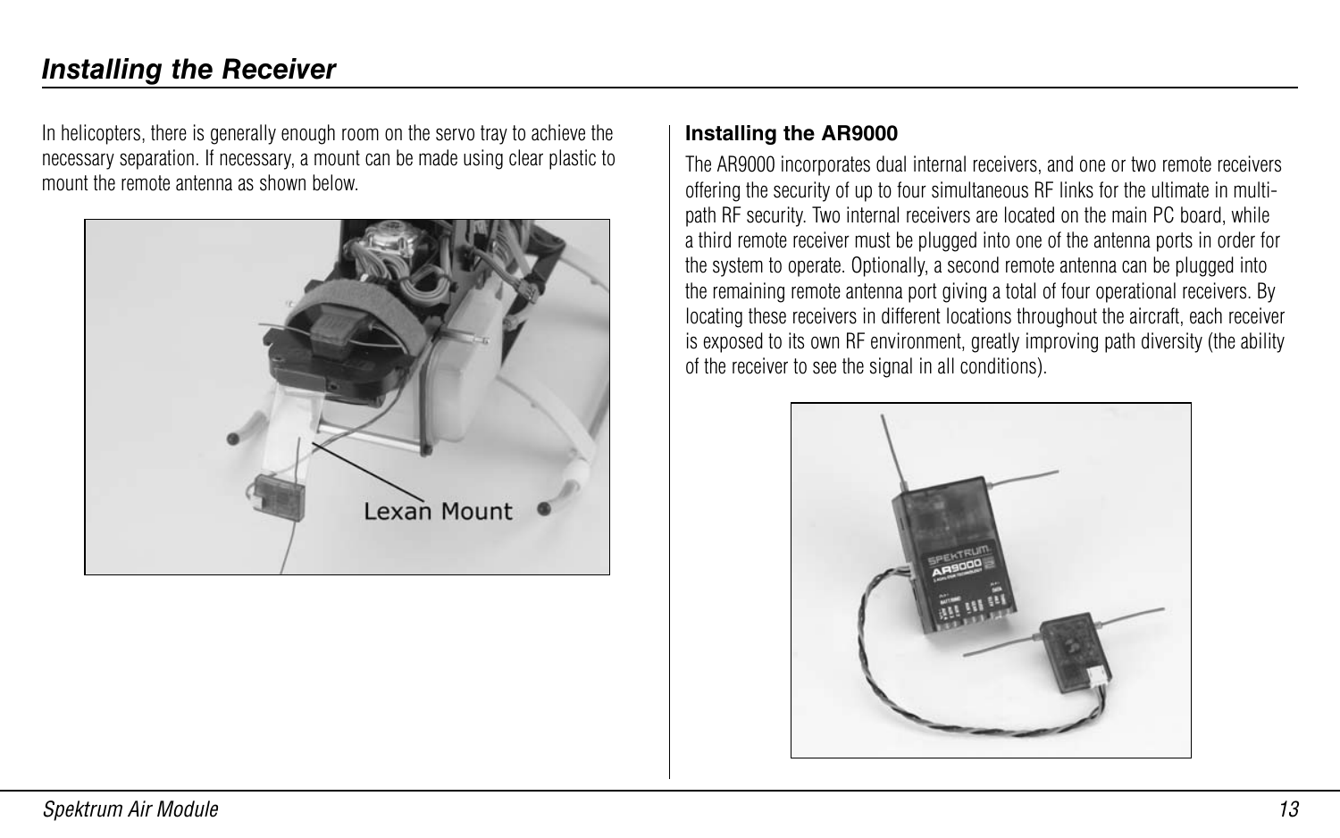## Installing the Receiver

In helicopters, there is generally enough room on the servo tray to achieve the necessary separation. If necessary, a mount can be made using clear plastic to mount the remote antenna as shown below.

### Installing the AR9000

The AR9000 incorporates dual internal receivers, and one or two remote receivers offering the security of up to four simultaneous RF links for the ultimate in multi-path RF security. Two internal receivers are located on the main PC board, while a third remote receiver must be plugged into one of the antenna ports in order for the system to operate. Optionally, a second remote antenna can be plugged into the remaining remote antenna port giving a total of four operational receivers. By locating these receivers in different locations throughout the aircraft, each receiver is exposed to its own RF environment, greatly improving path diversity (the ability of the receiver to see the signal in all conditions).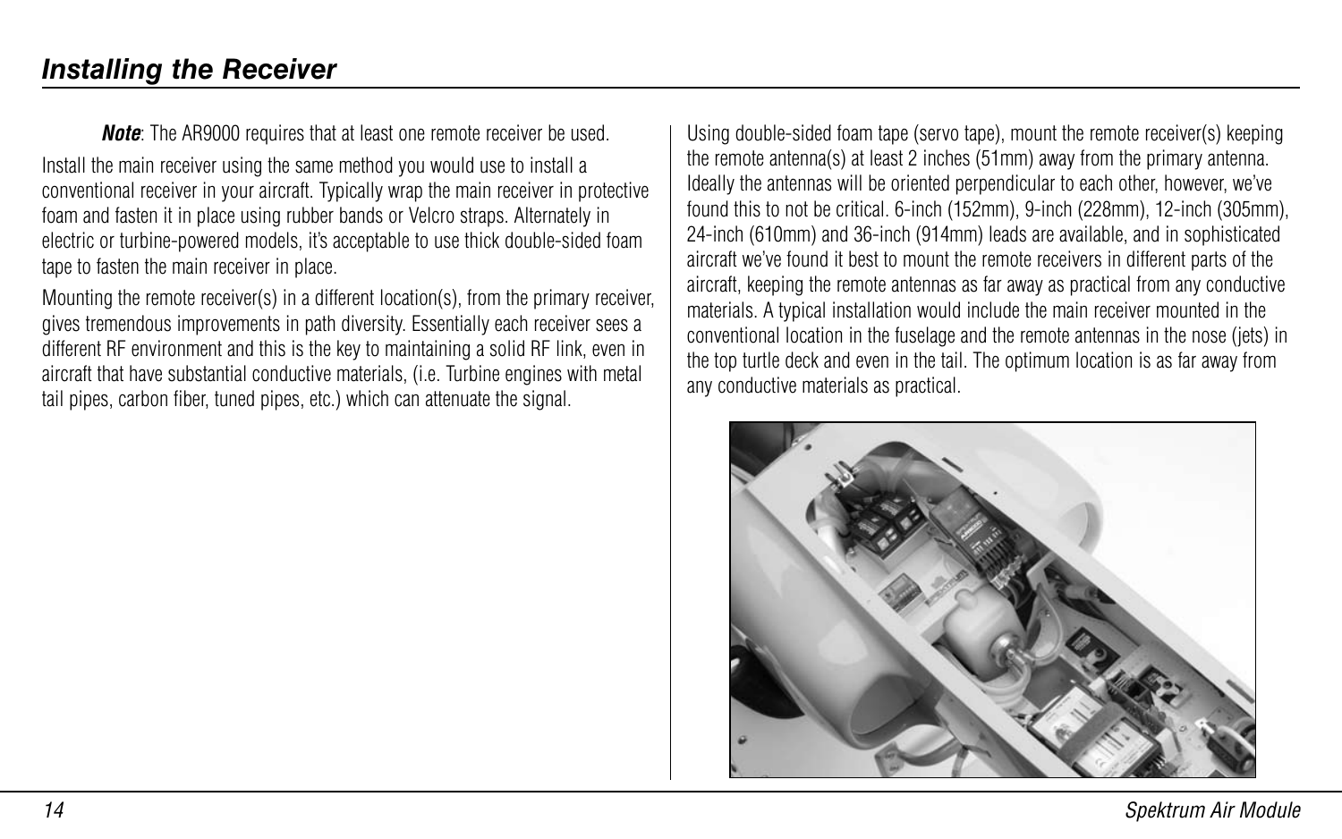## *Installing the Receiver*

***Note***: The AR9000 requires that at least one remote receiver be used.

Install the main receiver using the same method you would use to install a conventional receiver in your aircraft. Typically wrap the main receiver in protective foam and fasten it in place using rubber bands or Velcro straps. Alternately in electric or turbine-powered models, it's acceptable to use thick double-sided foam tape to fasten the main receiver in place.

Mounting the remote receiver(s) in a different location(s), from the primary receiver, gives tremendous improvements in path diversity. Essentially each receiver sees a different RF environment and this is the key to maintaining a solid RF link, even in aircraft that have substantial conductive materials, (i.e. Turbine engines with metal tail pipes, carbon fiber, tuned pipes, etc.) which can attenuate the signal.

Using double-sided foam tape (servo tape), mount the remote receiver(s) keeping the remote antenna(s) at least 2 inches (51mm) away from the primary antenna. Ideally the antennas will be oriented perpendicular to each other, however, we've found this to not be critical. 6-inch (152mm), 9-inch (228mm), 12-inch (305mm), 24-inch (610mm) and 36-inch (914mm) leads are available, and in sophisticated aircraft we've found it best to mount the remote receivers in different parts of the aircraft, keeping the remote antennas as far away as practical from any conductive materials. A typical installation would include the main receiver mounted in the conventional location in the fuselage and the remote antennas in the nose (jets) in the top turtle deck and even in the tail. The optimum location is as far away from any conductive materials as practical.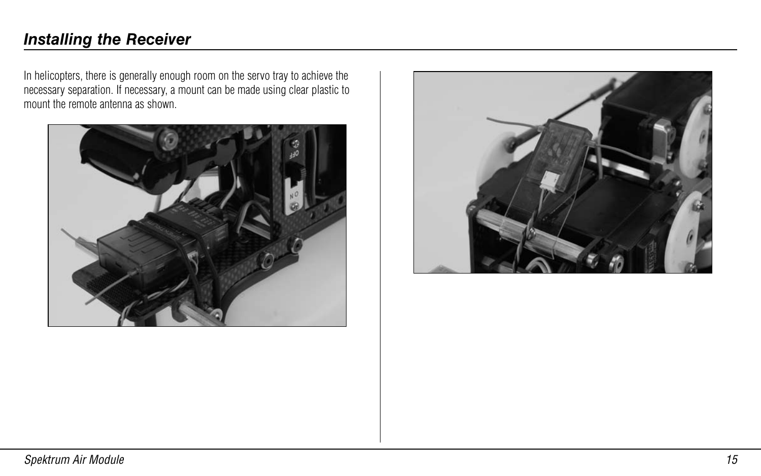## Installing the Receiver

In helicopters, there is generally enough room on the servo tray to achieve the necessary separation. If necessary, a mount can be made using clear plastic to mount the remote antenna as shown.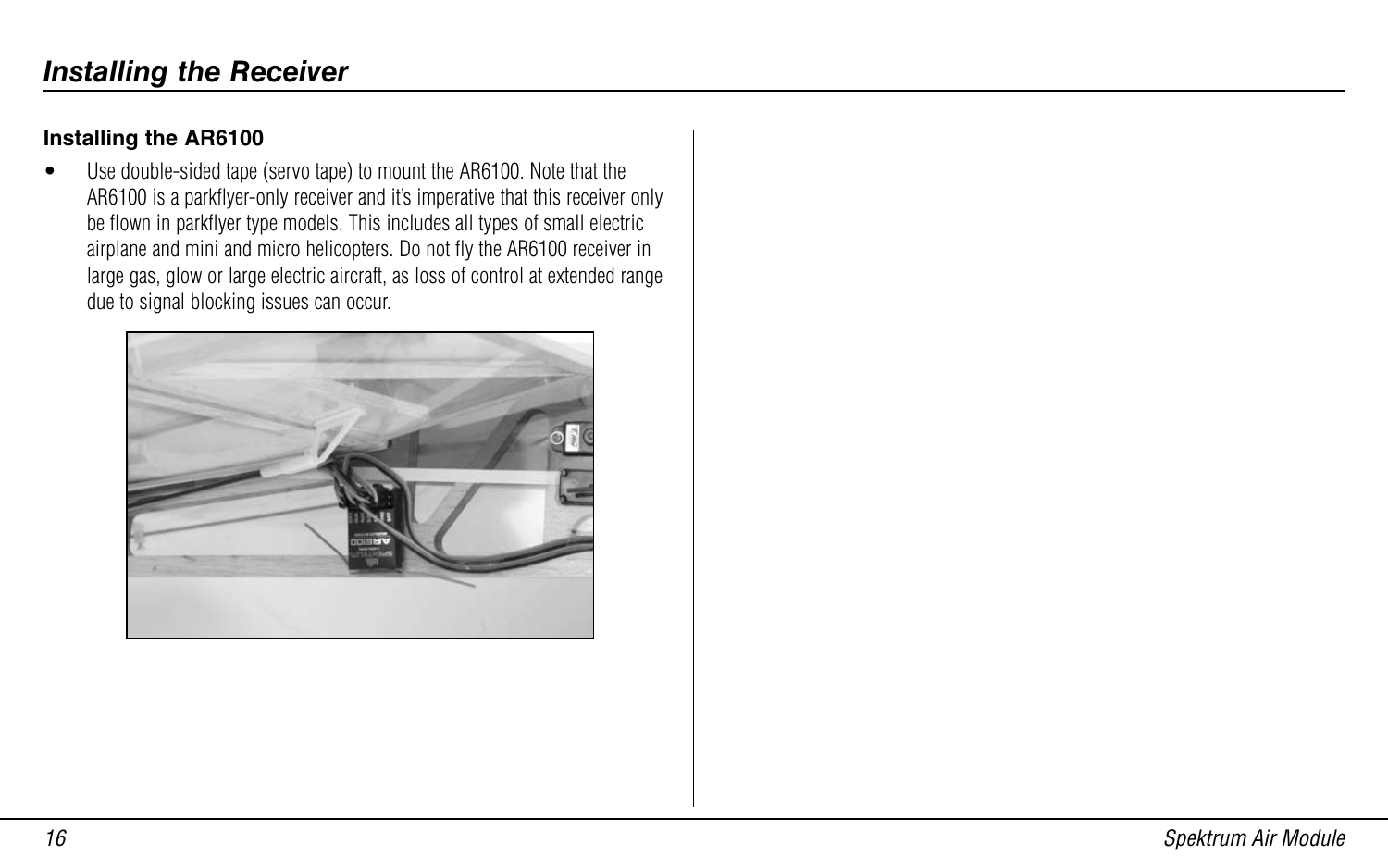# Installing the Receiver

### Installing the AR6100

- Use double-sided tape (servo tape) to mount the AR6100. Note that the AR6100 is a parkflyer-only receiver and it's imperative that this receiver only be flown in parkflyer type models. This includes all types of small electric airplane and mini and micro helicopters. Do not fly the AR6100 receiver in large gas, glow or large electric aircraft, as loss of control at extended range due to signal blocking issues can occur.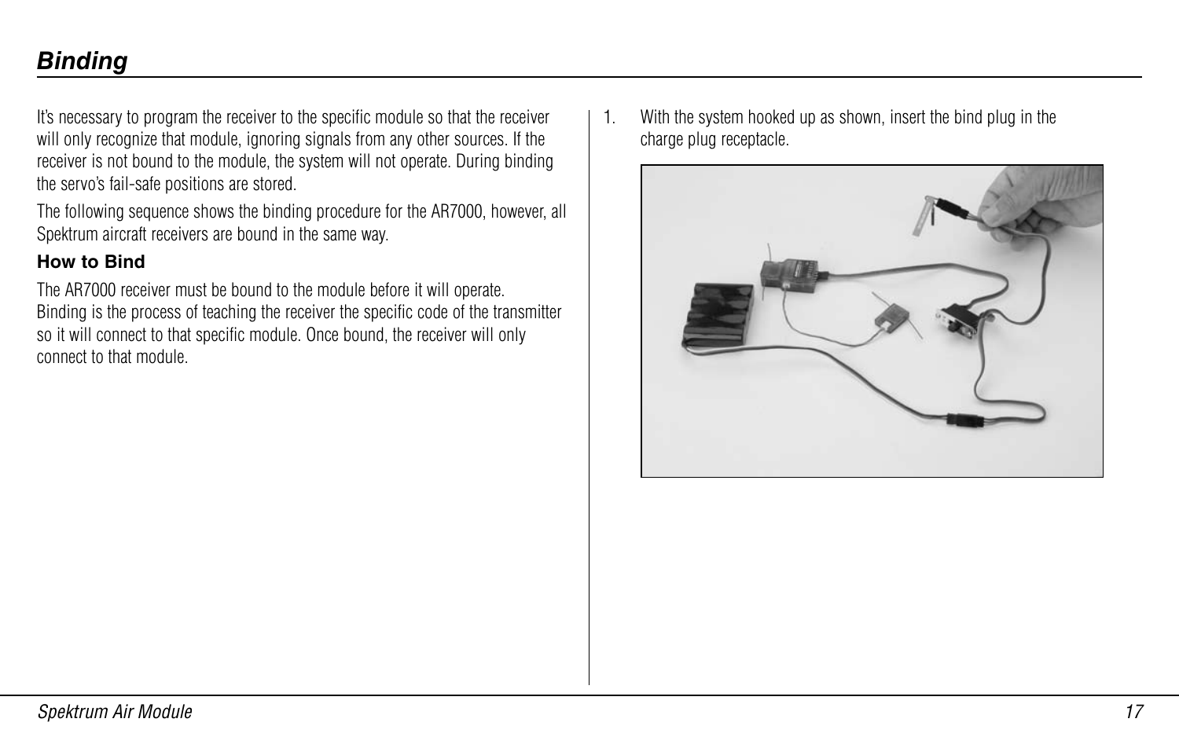# Binding

It's necessary to program the receiver to the specific module so that the receiver will only recognize that module, ignoring signals from any other sources. If the receiver is not bound to the module, the system will not operate. During binding the servo's fail-safe positions are stored.

The following sequence shows the binding procedure for the AR7000, however, all Spektrum aircraft receivers are bound in the same way.

### How to Bind

The AR7000 receiver must be bound to the module before it will operate. Binding is the process of teaching the receiver the specific code of the transmitter so it will connect to that specific module. Once bound, the receiver will only connect to that module.

1. With the system hooked up as shown, insert the bind plug in the charge plug receptacle.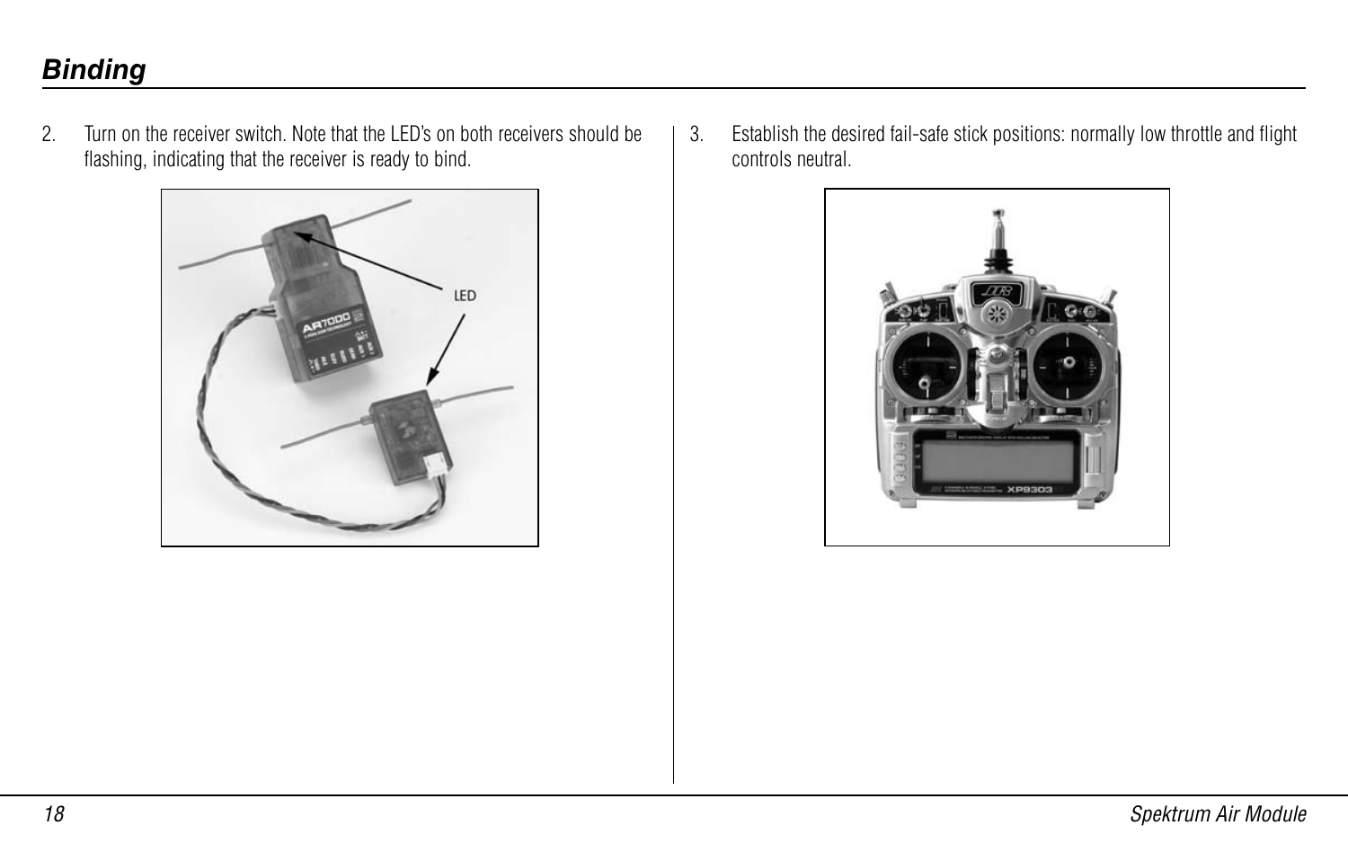## Binding

2. Turn on the receiver switch. Note that the LED's on both receivers should be flashing, indicating that the receiver is ready to bind.

3. Establish the desired fail-safe stick positions: normally low throttle and flight controls neutral.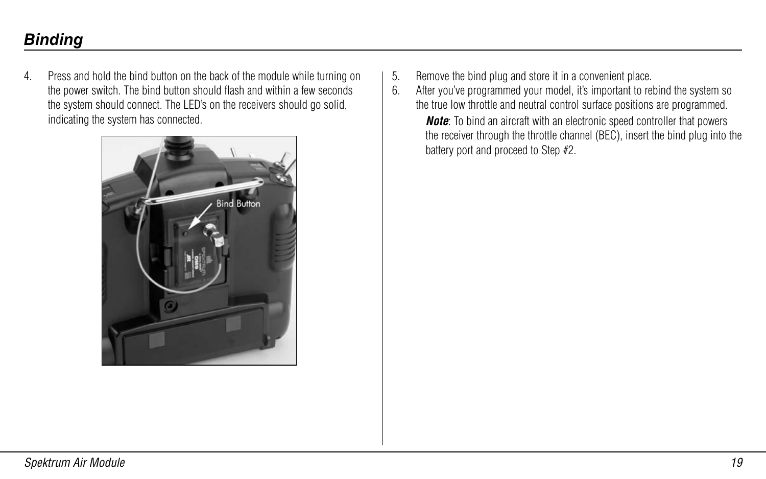## Binding

4. Press and hold the bind button on the back of the module while turning on the power switch. The bind button should flash and within a few seconds the system should connect. The LED's on the receivers should go solid, indicating the system has connected.

5. Remove the bind plug and store it in a convenient place.
6. After you've programmed your model, it's important to rebind the system so the true low throttle and neutral control surface positions are programmed.

   ***Note***: To bind an aircraft with an electronic speed controller that powers the receiver through the throttle channel (BEC), insert the bind plug into the battery port and proceed to Step #2.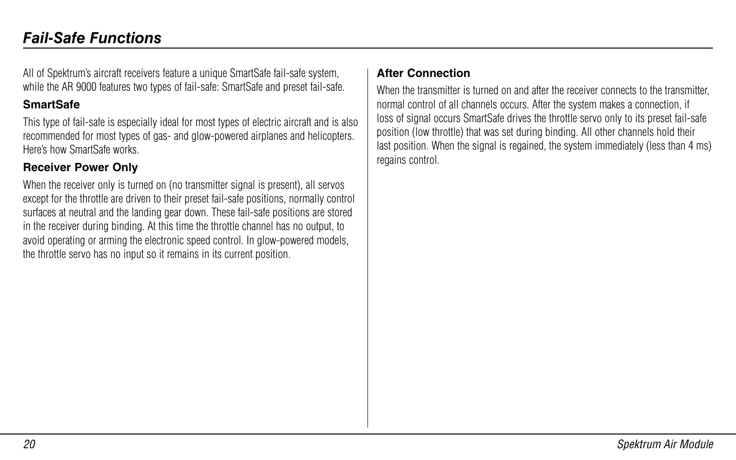# Fail-Safe Functions

All of Spektrum's aircraft receivers feature a unique SmartSafe fail-safe system, while the AR 9000 features two types of fail-safe: SmartSafe and preset fail-safe.

### SmartSafe

This type of fail-safe is especially ideal for most types of electric aircraft and is also recommended for most types of gas- and glow-powered airplanes and helicopters. Here's how SmartSafe works.

### Receiver Power Only

When the receiver only is turned on (no transmitter signal is present), all servos except for the throttle are driven to their preset fail-safe positions, normally control surfaces at neutral and the landing gear down. These fail-safe positions are stored in the receiver during binding. At this time the throttle channel has no output, to avoid operating or arming the electronic speed control. In glow-powered models, the throttle servo has no input so it remains in its current position.

### After Connection

When the transmitter is turned on and after the receiver connects to the transmitter, normal control of all channels occurs. After the system makes a connection, if loss of signal occurs SmartSafe drives the throttle servo only to its preset fail-safe position (low throttle) that was set during binding. All other channels hold their last position. When the signal is regained, the system immediately (less than 4 ms) regains control.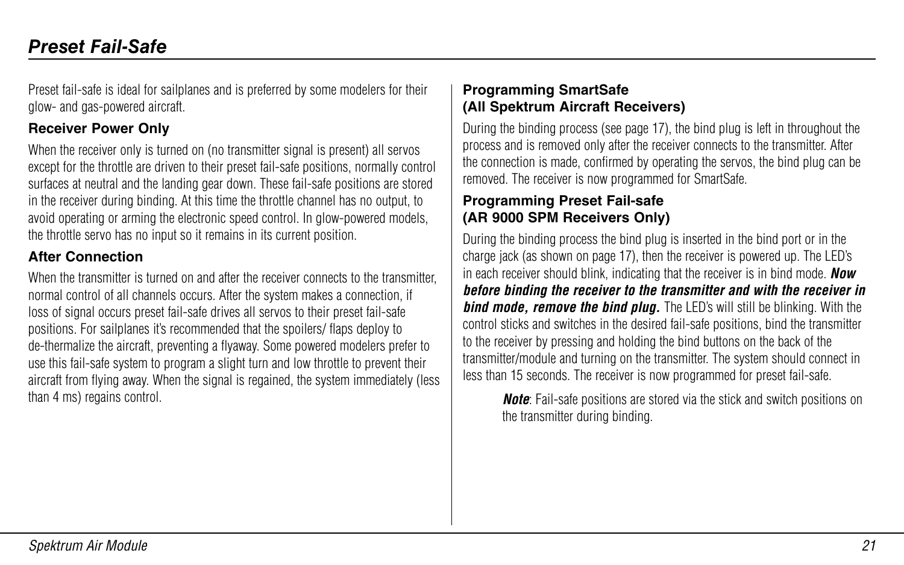# Preset Fail-Safe

Preset fail-safe is ideal for sailplanes and is preferred by some modelers for their glow- and gas-powered aircraft.

### Receiver Power Only

When the receiver only is turned on (no transmitter signal is present) all servos except for the throttle are driven to their preset fail-safe positions, normally control surfaces at neutral and the landing gear down. These fail-safe positions are stored in the receiver during binding. At this time the throttle channel has no output, to avoid operating or arming the electronic speed control. In glow-powered models, the throttle servo has no input so it remains in its current position.

### After Connection

When the transmitter is turned on and after the receiver connects to the transmitter, normal control of all channels occurs. After the system makes a connection, if loss of signal occurs preset fail-safe drives all servos to their preset fail-safe positions. For sailplanes it's recommended that the spoilers/ flaps deploy to de-thermalize the aircraft, preventing a flyaway. Some powered modelers prefer to use this fail-safe system to program a slight turn and low throttle to prevent their aircraft from flying away. When the signal is regained, the system immediately (less than 4 ms) regains control.

### Programming SmartSafe (All Spektrum Aircraft Receivers)

During the binding process (see page 17), the bind plug is left in throughout the process and is removed only after the receiver connects to the transmitter. After the connection is made, confirmed by operating the servos, the bind plug can be removed. The receiver is now programmed for SmartSafe.

### Programming Preset Fail-safe (AR 9000 SPM Receivers Only)

During the binding process the bind plug is inserted in the bind port or in the charge jack (as shown on page 17), then the receiver is powered up. The LED's in each receiver should blink, indicating that the receiver is in bind mode. ***Now before binding the receiver to the transmitter and with the receiver in bind mode, remove the bind plug.*** The LED's will still be blinking. With the control sticks and switches in the desired fail-safe positions, bind the transmitter to the receiver by pressing and holding the bind buttons on the back of the transmitter/module and turning on the transmitter. The system should connect in less than 15 seconds. The receiver is now programmed for preset fail-safe.

> ***Note***: Fail-safe positions are stored via the stick and switch positions on the transmitter during binding.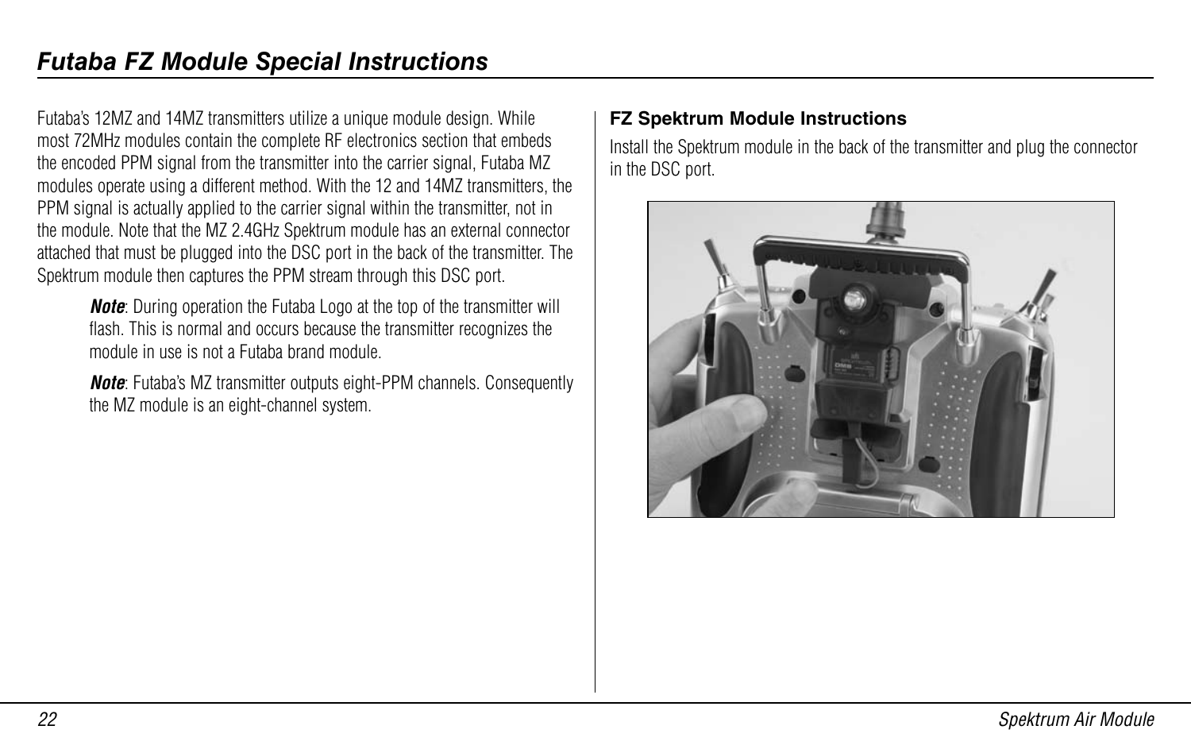# Futaba FZ Module Special Instructions

Futaba's 12MZ and 14MZ transmitters utilize a unique module design. While most 72MHz modules contain the complete RF electronics section that embeds the encoded PPM signal from the transmitter into the carrier signal, Futaba MZ modules operate using a different method. With the 12 and 14MZ transmitters, the PPM signal is actually applied to the carrier signal within the transmitter, not in the module. Note that the MZ 2.4GHz Spektrum module has an external connector attached that must be plugged into the DSC port in the back of the transmitter. The Spektrum module then captures the PPM stream through this DSC port.

> ***Note***: During operation the Futaba Logo at the top of the transmitter will flash. This is normal and occurs because the transmitter recognizes the module in use is not a Futaba brand module.
>
> ***Note***: Futaba's MZ transmitter outputs eight-PPM channels. Consequently the MZ module is an eight-channel system.

### FZ Spektrum Module Instructions

Install the Spektrum module in the back of the transmitter and plug the connector in the DSC port.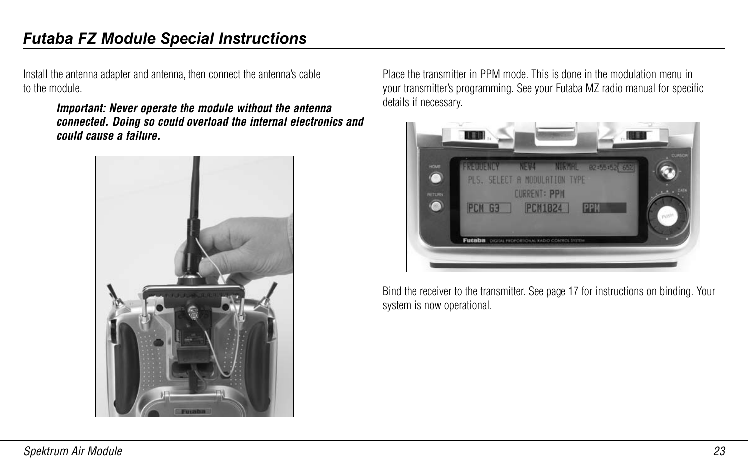# Futaba FZ Module Special Instructions

Install the antenna adapter and antenna, then connect the antenna's cable to the module.

> ***Important: Never operate the module without the antenna connected. Doing so could overload the internal electronics and could cause a failure.***

Place the transmitter in PPM mode. This is done in the modulation menu in your transmitter's programming. See your Futaba MZ radio manual for specific details if necessary.

Bind the receiver to the transmitter. See page 17 for instructions on binding. Your system is now operational.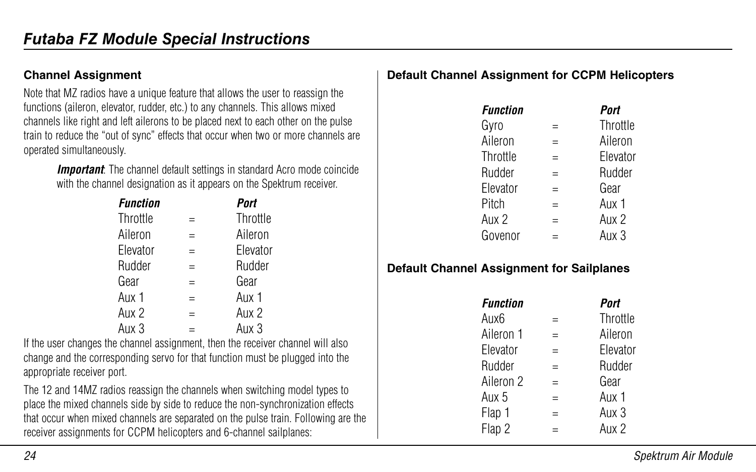# Futaba FZ Module Special Instructions

## Channel Assignment

Note that MZ radios have a unique feature that allows the user to reassign the functions (aileron, elevator, rudder, etc.) to any channels. This allows mixed channels like right and left ailerons to be placed next to each other on the pulse train to reduce the "out of sync" effects that occur when two or more channels are operated simultaneously.

> ***Important***: The channel default settings in standard Acro mode coincide with the channel designation as it appears on the Spektrum receiver.

| *Function* | | *Port* |
|---|---|---|
| Throttle | = | Throttle |
| Aileron | = | Aileron |
| Elevator | = | Elevator |
| Rudder | = | Rudder |
| Gear | = | Gear |
| Aux 1 | = | Aux 1 |
| Aux 2 | = | Aux 2 |
| Aux 3 | = | Aux 3 |

If the user changes the channel assignment, then the receiver channel will also change and the corresponding servo for that function must be plugged into the appropriate receiver port.

The 12 and 14MZ radios reassign the channels when switching model types to place the mixed channels side by side to reduce the non-synchronization effects that occur when mixed channels are separated on the pulse train. Following are the receiver assignments for CCPM helicopters and 6-channel sailplanes:

## Default Channel Assignment for CCPM Helicopters

| *Function* | | *Port* |
|---|---|---|
| Gyro | = | Throttle |
| Aileron | = | Aileron |
| Throttle | = | Elevator |
| Rudder | = | Rudder |
| Elevator | = | Gear |
| Pitch | = | Aux 1 |
| Aux 2 | = | Aux 2 |
| Govenor | = | Aux 3 |

## Default Channel Assignment for Sailplanes

| *Function* | | *Port* |
|---|---|---|
| Aux6 | = | Throttle |
| Aileron 1 | = | Aileron |
| Elevator | = | Elevator |
| Rudder | = | Rudder |
| Aileron 2 | = | Gear |
| Aux 5 | = | Aux 1 |
| Flap 1 | = | Aux 3 |
| Flap 2 | = | Aux 2 |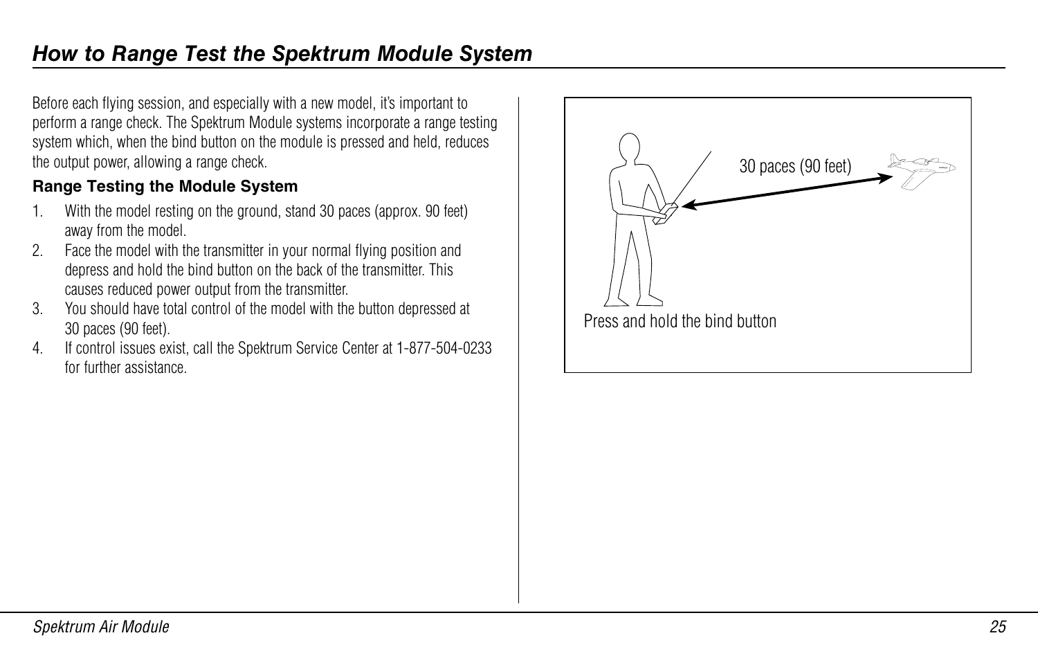# How to Range Test the Spektrum Module System

Before each flying session, and especially with a new model, it's important to perform a range check. The Spektrum Module systems incorporate a range testing system which, when the bind button on the module is pressed and held, reduces the output power, allowing a range check.

### Range Testing the Module System

1. With the model resting on the ground, stand 30 paces (approx. 90 feet) away from the model.
2. Face the model with the transmitter in your normal flying position and depress and hold the bind button on the back of the transmitter. This causes reduced power output from the transmitter.
3. You should have total control of the model with the button depressed at 30 paces (90 feet).
4. If control issues exist, call the Spektrum Service Center at 1-877-504-0233 for further assistance.

30 paces (90 feet)

Press and hold the bind button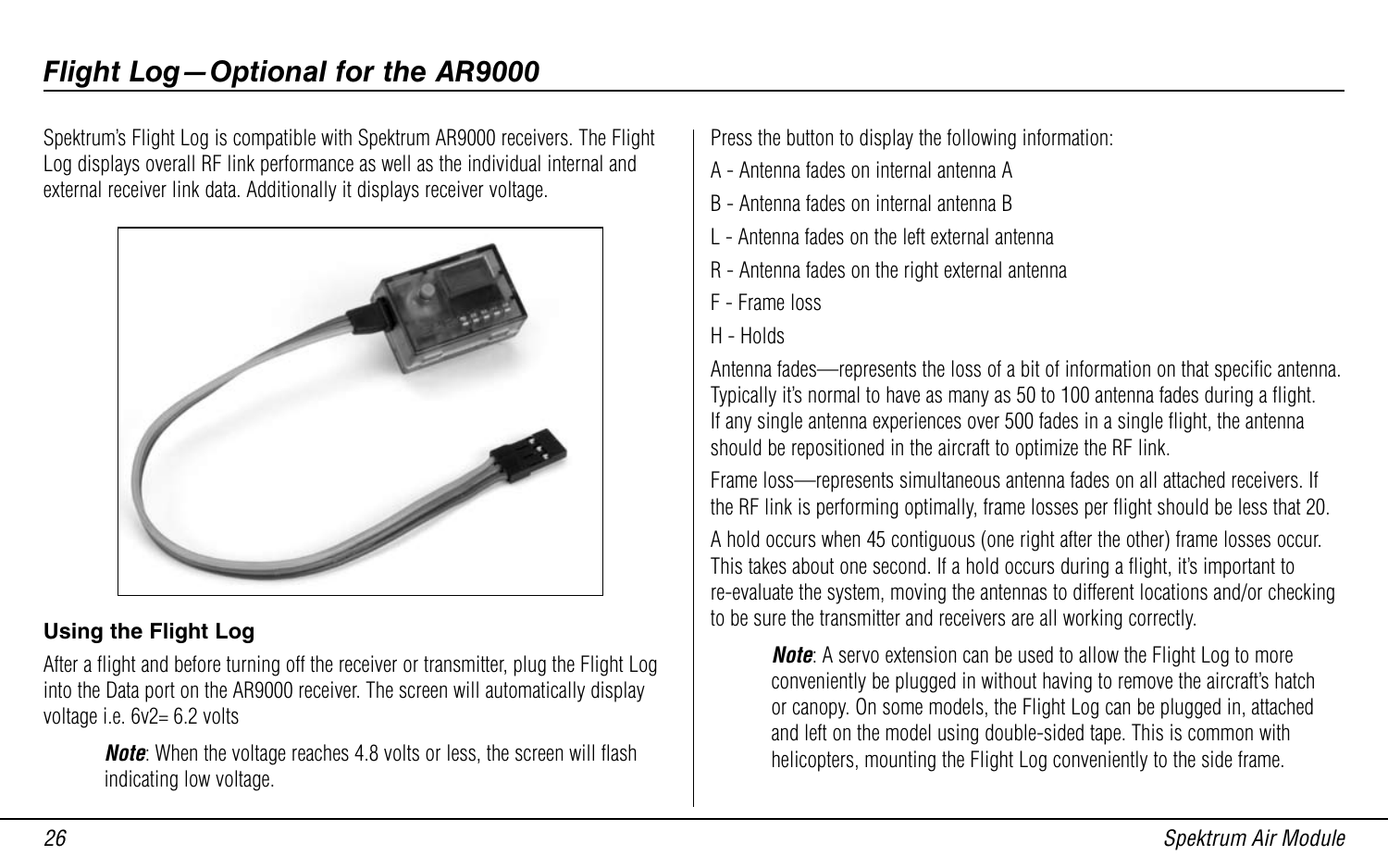## Flight Log—Optional for the AR9000

Spektrum's Flight Log is compatible with Spektrum AR9000 receivers. The Flight Log displays overall RF link performance as well as the individual internal and external receiver link data. Additionally it displays receiver voltage.

### Using the Flight Log

After a flight and before turning off the receiver or transmitter, plug the Flight Log into the Data port on the AR9000 receiver. The screen will automatically display voltage i.e. 6v2= 6.2 volts

> ***Note***: When the voltage reaches 4.8 volts or less, the screen will flash indicating low voltage.

Press the button to display the following information:

A - Antenna fades on internal antenna A

B - Antenna fades on internal antenna B

L - Antenna fades on the left external antenna

R - Antenna fades on the right external antenna

F - Frame loss

H - Holds

Antenna fades—represents the loss of a bit of information on that specific antenna. Typically it's normal to have as many as 50 to 100 antenna fades during a flight. If any single antenna experiences over 500 fades in a single flight, the antenna should be repositioned in the aircraft to optimize the RF link.

Frame loss—represents simultaneous antenna fades on all attached receivers. If the RF link is performing optimally, frame losses per flight should be less that 20.

A hold occurs when 45 contiguous (one right after the other) frame losses occur. This takes about one second. If a hold occurs during a flight, it's important to re-evaluate the system, moving the antennas to different locations and/or checking to be sure the transmitter and receivers are all working correctly.

> ***Note***: A servo extension can be used to allow the Flight Log to more conveniently be plugged in without having to remove the aircraft's hatch or canopy. On some models, the Flight Log can be plugged in, attached and left on the model using double-sided tape. This is common with helicopters, mounting the Flight Log conveniently to the side frame.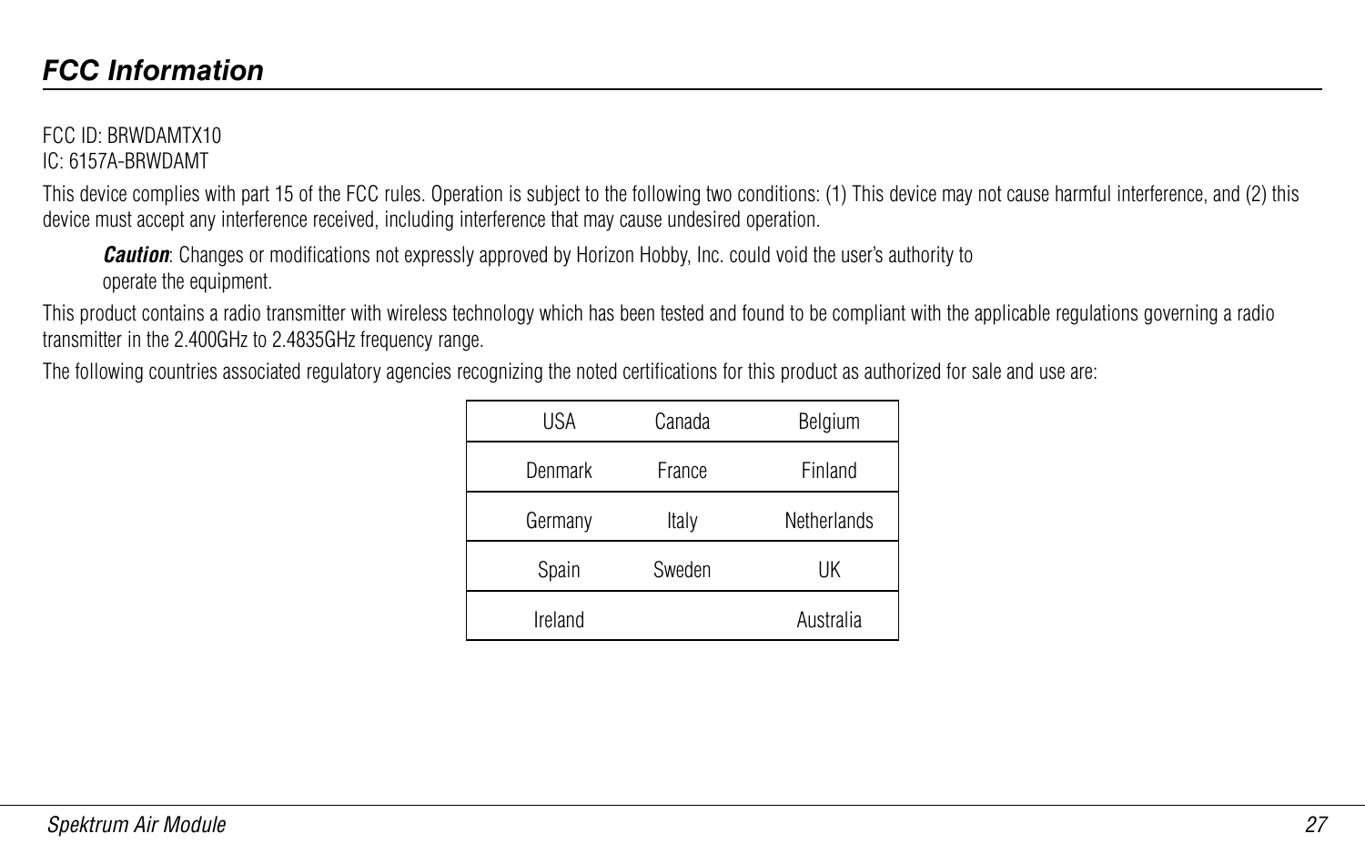## FCC Information

FCC ID: BRWDAMTX10
IC: 6157A-BRWDAMT

This device complies with part 15 of the FCC rules. Operation is subject to the following two conditions: (1) This device may not cause harmful interference, and (2) this device must accept any interference received, including interference that may cause undesired operation.

> ***Caution***: Changes or modifications not expressly approved by Horizon Hobby, Inc. could void the user's authority to operate the equipment.

This product contains a radio transmitter with wireless technology which has been tested and found to be compliant with the applicable regulations governing a radio transmitter in the 2.400GHz to 2.4835GHz frequency range.

The following countries associated regulatory agencies recognizing the noted certifications for this product as authorized for sale and use are:

| | | |
|---|---|---|
| USA | Canada | Belgium |
| Denmark | France | Finland |
| Germany | Italy | Netherlands |
| Spain | Sweden | UK |
| Ireland | | Australia |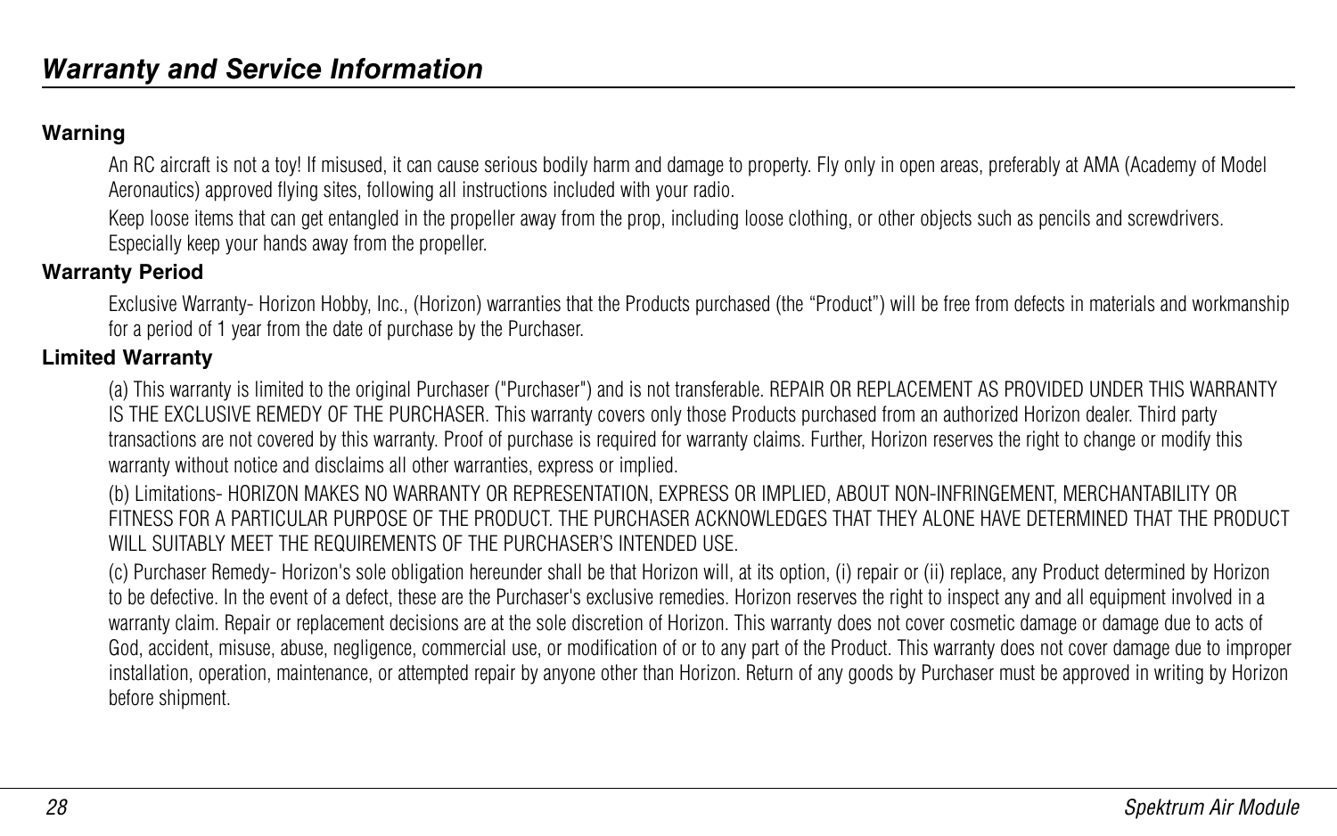# *Warranty and Service Information*

## Warning

An RC aircraft is not a toy! If misused, it can cause serious bodily harm and damage to property. Fly only in open areas, preferably at AMA (Academy of Model Aeronautics) approved flying sites, following all instructions included with your radio.

Keep loose items that can get entangled in the propeller away from the prop, including loose clothing, or other objects such as pencils and screwdrivers. Especially keep your hands away from the propeller.

## Warranty Period

Exclusive Warranty- Horizon Hobby, Inc., (Horizon) warranties that the Products purchased (the "Product") will be free from defects in materials and workmanship for a period of 1 year from the date of purchase by the Purchaser.

## Limited Warranty

(a) This warranty is limited to the original Purchaser ("Purchaser") and is not transferable. REPAIR OR REPLACEMENT AS PROVIDED UNDER THIS WARRANTY IS THE EXCLUSIVE REMEDY OF THE PURCHASER. This warranty covers only those Products purchased from an authorized Horizon dealer. Third party transactions are not covered by this warranty. Proof of purchase is required for warranty claims. Further, Horizon reserves the right to change or modify this warranty without notice and disclaims all other warranties, express or implied.

(b) Limitations- HORIZON MAKES NO WARRANTY OR REPRESENTATION, EXPRESS OR IMPLIED, ABOUT NON-INFRINGEMENT, MERCHANTABILITY OR FITNESS FOR A PARTICULAR PURPOSE OF THE PRODUCT. THE PURCHASER ACKNOWLEDGES THAT THEY ALONE HAVE DETERMINED THAT THE PRODUCT WILL SUITABLY MEET THE REQUIREMENTS OF THE PURCHASER'S INTENDED USE.

(c) Purchaser Remedy- Horizon's sole obligation hereunder shall be that Horizon will, at its option, (i) repair or (ii) replace, any Product determined by Horizon to be defective. In the event of a defect, these are the Purchaser's exclusive remedies. Horizon reserves the right to inspect any and all equipment involved in a warranty claim. Repair or replacement decisions are at the sole discretion of Horizon. This warranty does not cover cosmetic damage or damage due to acts of God, accident, misuse, abuse, negligence, commercial use, or modification of or to any part of the Product. This warranty does not cover damage due to improper installation, operation, maintenance, or attempted repair by anyone other than Horizon. Return of any goods by Purchaser must be approved in writing by Horizon before shipment.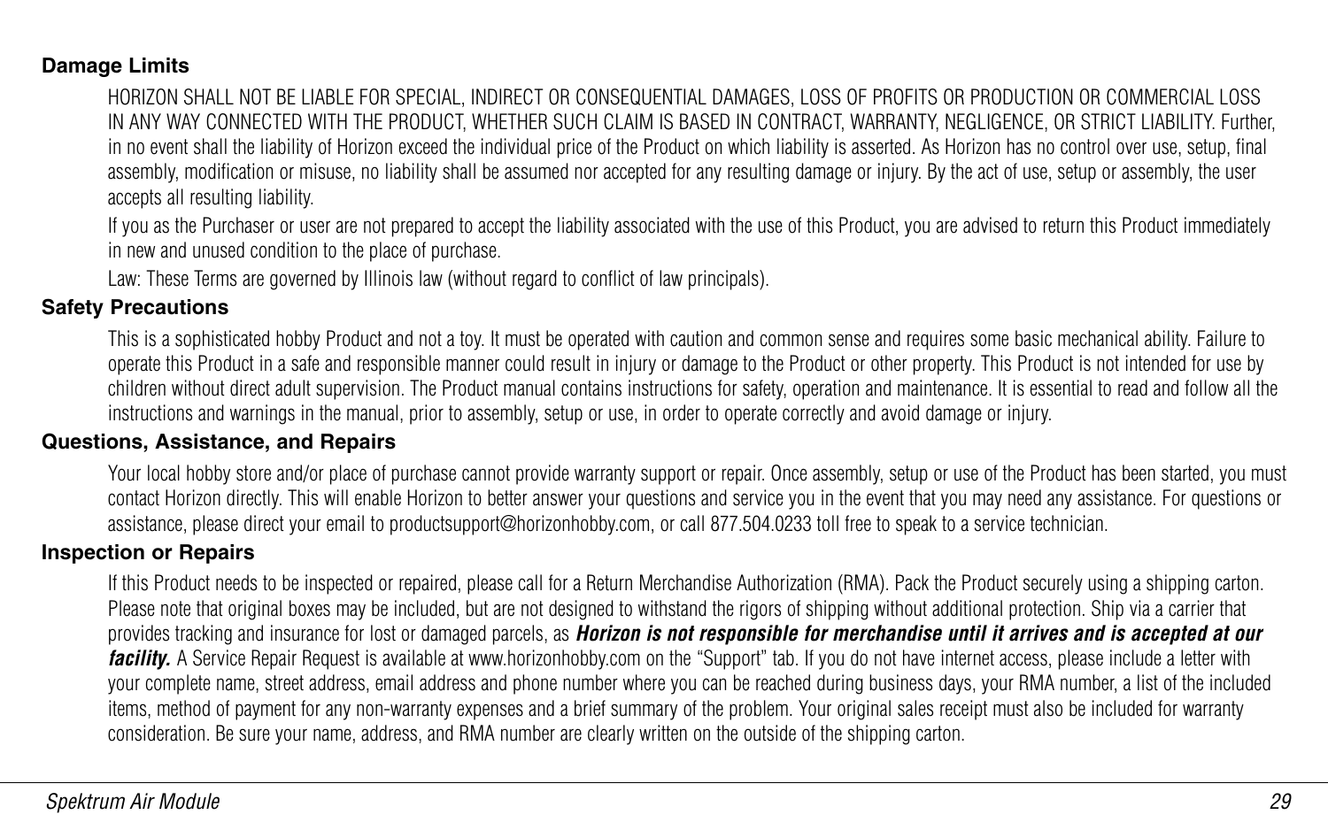### Damage Limits

HORIZON SHALL NOT BE LIABLE FOR SPECIAL, INDIRECT OR CONSEQUENTIAL DAMAGES, LOSS OF PROFITS OR PRODUCTION OR COMMERCIAL LOSS IN ANY WAY CONNECTED WITH THE PRODUCT, WHETHER SUCH CLAIM IS BASED IN CONTRACT, WARRANTY, NEGLIGENCE, OR STRICT LIABILITY. Further, in no event shall the liability of Horizon exceed the individual price of the Product on which liability is asserted. As Horizon has no control over use, setup, final assembly, modification or misuse, no liability shall be assumed nor accepted for any resulting damage or injury. By the act of use, setup or assembly, the user accepts all resulting liability.

If you as the Purchaser or user are not prepared to accept the liability associated with the use of this Product, you are advised to return this Product immediately in new and unused condition to the place of purchase.

Law: These Terms are governed by Illinois law (without regard to conflict of law principals).

### Safety Precautions

This is a sophisticated hobby Product and not a toy. It must be operated with caution and common sense and requires some basic mechanical ability. Failure to operate this Product in a safe and responsible manner could result in injury or damage to the Product or other property. This Product is not intended for use by children without direct adult supervision. The Product manual contains instructions for safety, operation and maintenance. It is essential to read and follow all the instructions and warnings in the manual, prior to assembly, setup or use, in order to operate correctly and avoid damage or injury.

### Questions, Assistance, and Repairs

Your local hobby store and/or place of purchase cannot provide warranty support or repair. Once assembly, setup or use of the Product has been started, you must contact Horizon directly. This will enable Horizon to better answer your questions and service you in the event that you may need any assistance. For questions or assistance, please direct your email to productsupport@horizonhobby.com, or call 877.504.0233 toll free to speak to a service technician.

### Inspection or Repairs

If this Product needs to be inspected or repaired, please call for a Return Merchandise Authorization (RMA). Pack the Product securely using a shipping carton. Please note that original boxes may be included, but are not designed to withstand the rigors of shipping without additional protection. Ship via a carrier that provides tracking and insurance for lost or damaged parcels, as ***Horizon is not responsible for merchandise until it arrives and is accepted at our facility.*** A Service Repair Request is available at www.horizonhobby.com on the "Support" tab. If you do not have internet access, please include a letter with your complete name, street address, email address and phone number where you can be reached during business days, your RMA number, a list of the included items, method of payment for any non-warranty expenses and a brief summary of the problem. Your original sales receipt must also be included for warranty consideration. Be sure your name, address, and RMA number are clearly written on the outside of the shipping carton.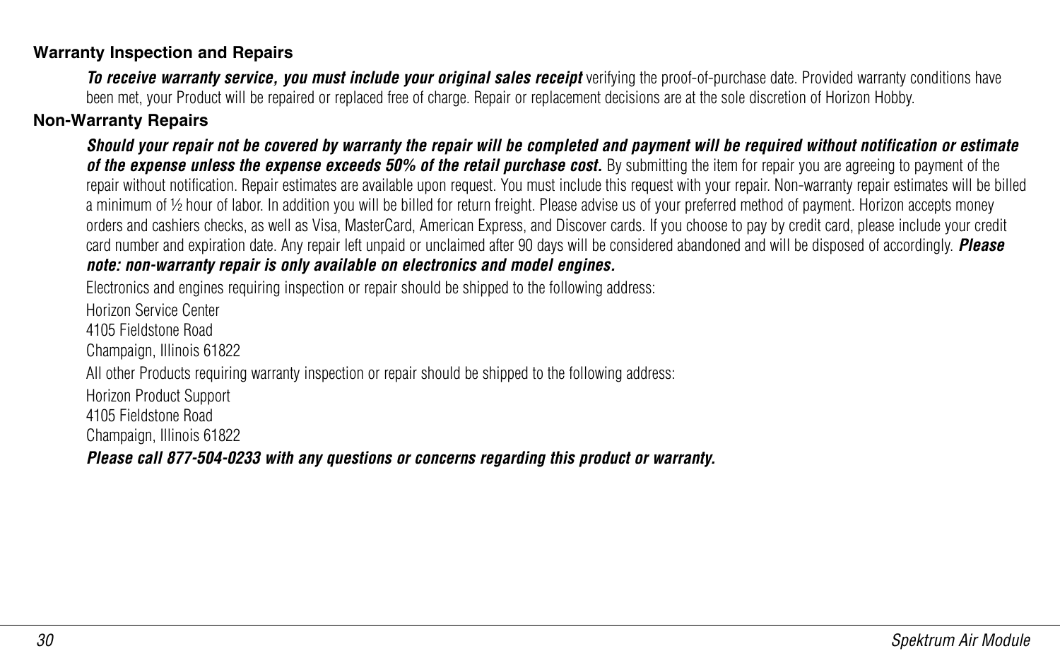### Warranty Inspection and Repairs

***To receive warranty service, you must include your original sales receipt*** verifying the proof-of-purchase date. Provided warranty conditions have been met, your Product will be repaired or replaced free of charge. Repair or replacement decisions are at the sole discretion of Horizon Hobby.

### Non-Warranty Repairs

***Should your repair not be covered by warranty the repair will be completed and payment will be required without notification or estimate of the expense unless the expense exceeds 50% of the retail purchase cost.*** By submitting the item for repair you are agreeing to payment of the repair without notification. Repair estimates are available upon request. You must include this request with your repair. Non-warranty repair estimates will be billed a minimum of ½ hour of labor. In addition you will be billed for return freight. Please advise us of your preferred method of payment. Horizon accepts money orders and cashiers checks, as well as Visa, MasterCard, American Express, and Discover cards. If you choose to pay by credit card, please include your credit card number and expiration date. Any repair left unpaid or unclaimed after 90 days will be considered abandoned and will be disposed of accordingly. ***Please note: non-warranty repair is only available on electronics and model engines.***

Electronics and engines requiring inspection or repair should be shipped to the following address:

Horizon Service Center
4105 Fieldstone Road
Champaign, Illinois 61822

All other Products requiring warranty inspection or repair should be shipped to the following address:

Horizon Product Support
4105 Fieldstone Road
Champaign, Illinois 61822

***Please call 877-504-0233 with any questions or concerns regarding this product or warranty.***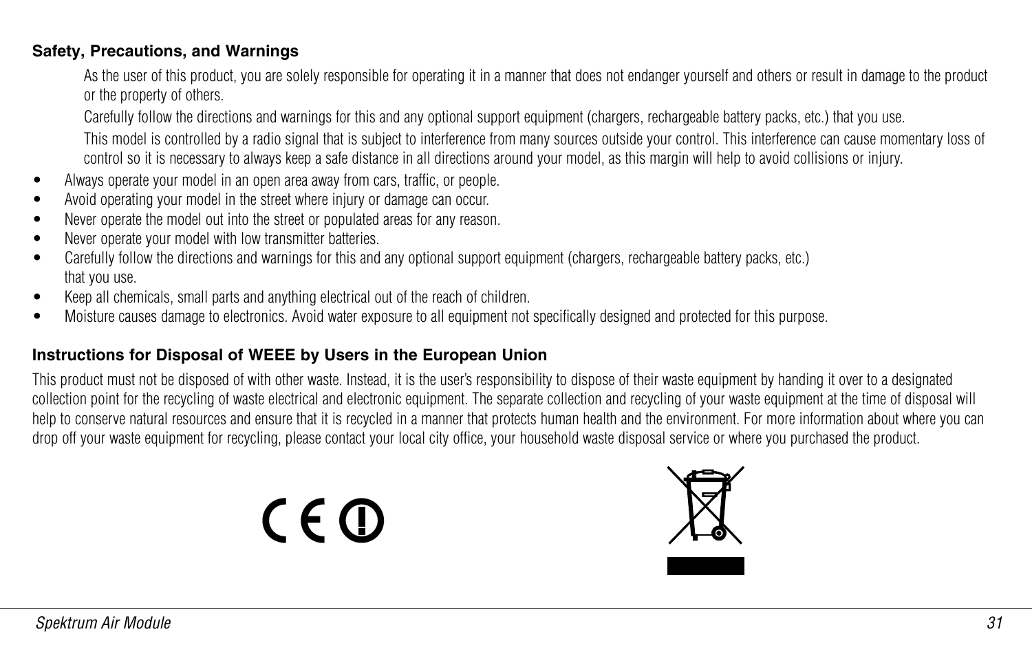## Safety, Precautions, and Warnings

As the user of this product, you are solely responsible for operating it in a manner that does not endanger yourself and others or result in damage to the product or the property of others.

Carefully follow the directions and warnings for this and any optional support equipment (chargers, rechargeable battery packs, etc.) that you use.

This model is controlled by a radio signal that is subject to interference from many sources outside your control. This interference can cause momentary loss of control so it is necessary to always keep a safe distance in all directions around your model, as this margin will help to avoid collisions or injury.

- Always operate your model in an open area away from cars, traffic, or people.
- Avoid operating your model in the street where injury or damage can occur.
- Never operate the model out into the street or populated areas for any reason.
- Never operate your model with low transmitter batteries.
- Carefully follow the directions and warnings for this and any optional support equipment (chargers, rechargeable battery packs, etc.) that you use.
- Keep all chemicals, small parts and anything electrical out of the reach of children.
- Moisture causes damage to electronics. Avoid water exposure to all equipment not specifically designed and protected for this purpose.

## Instructions for Disposal of WEEE by Users in the European Union

This product must not be disposed of with other waste. Instead, it is the user's responsibility to dispose of their waste equipment by handing it over to a designated collection point for the recycling of waste electrical and electronic equipment. The separate collection and recycling of your waste equipment at the time of disposal will help to conserve natural resources and ensure that it is recycled in a manner that protects human health and the environment. For more information about where you can drop off your waste equipment for recycling, please contact your local city office, your household waste disposal service or where you purchased the product.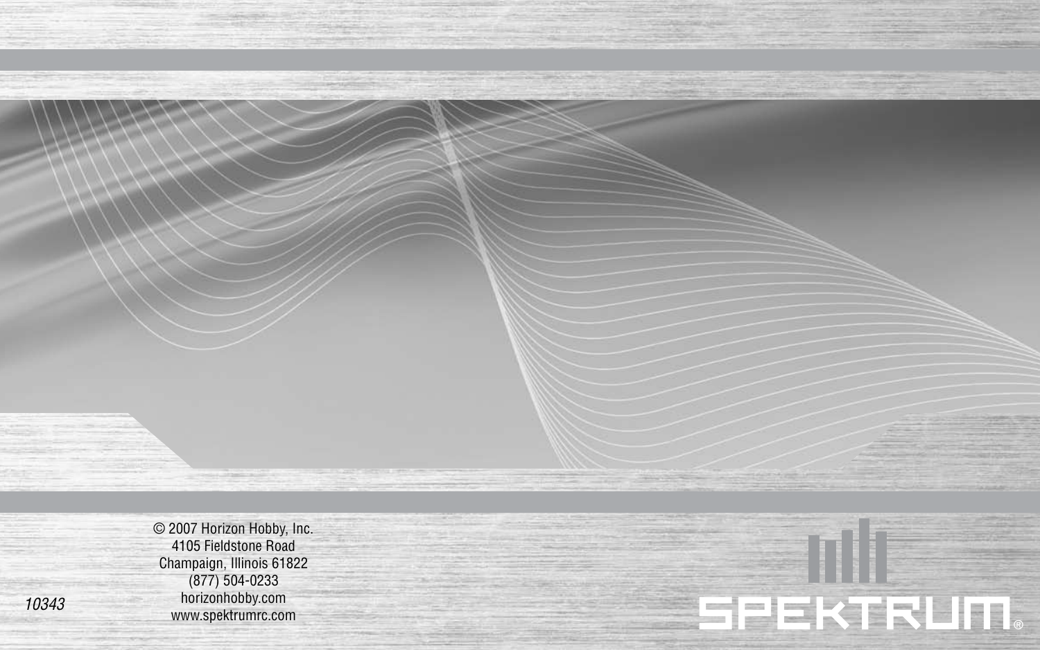10343

© 2007 Horizon Hobby, Inc.
4105 Fieldstone Road
Champaign, Illinois 61822
(877) 504-0233
horizonhobby.com
www.spektrumrc.com

SPEKTRUM®